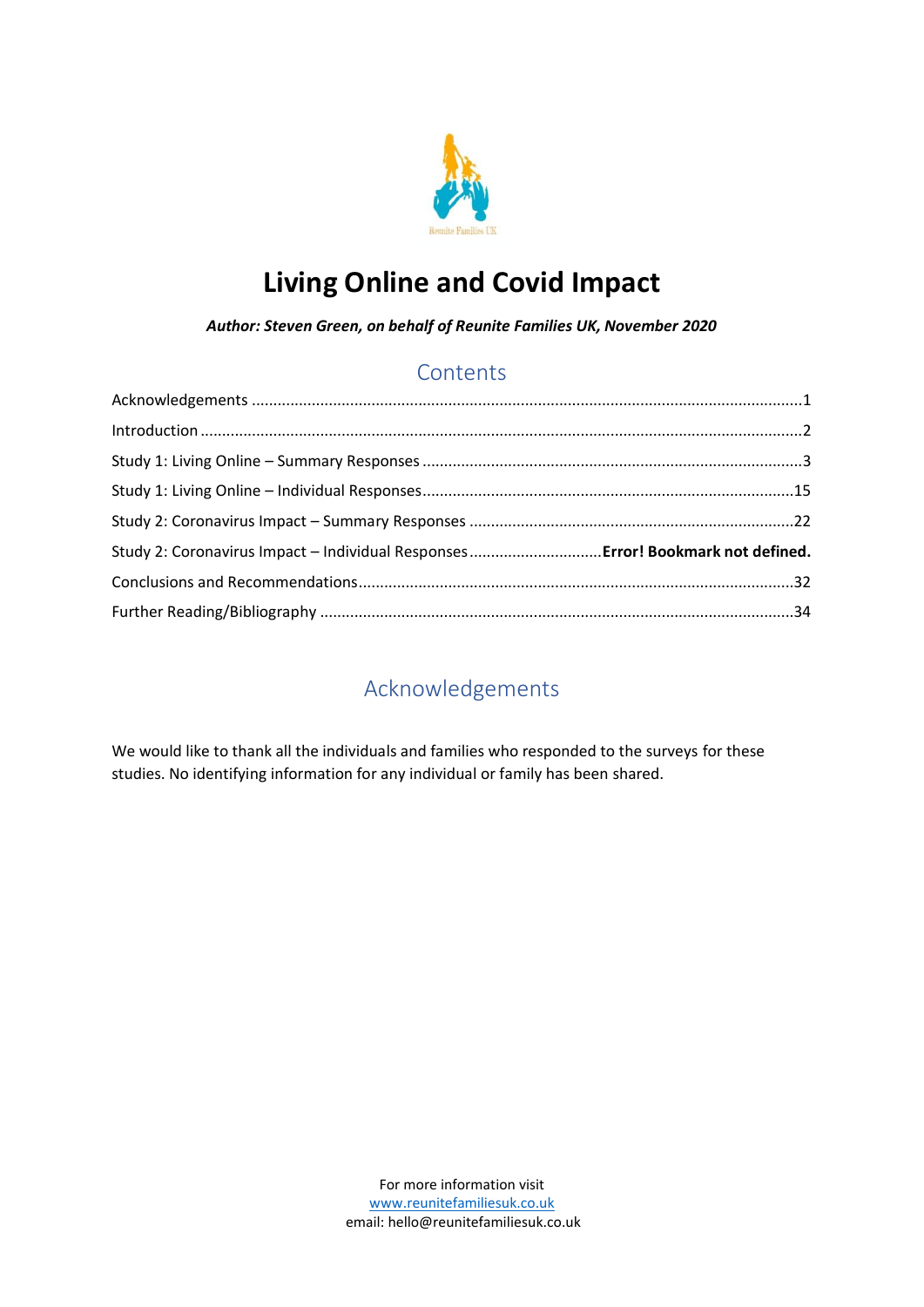# Living Online and Covid Impact

***Author: Steven Green, on behalf of Reunite Families UK, November 2020***

## Contents

Acknowledgements .....1

Introduction .....2

Study 1: Living Online – Summary Responses .....3

Study 1: Living Online – Individual Responses .....15

Study 2: Coronavirus Impact – Summary Responses .....22

Study 2: Coronavirus Impact – Individual Responses ..... **Error! Bookmark not defined.**

Conclusions and Recommendations .....32

Further Reading/Bibliography .....34

## Acknowledgements

We would like to thank all the individuals and families who responded to the surveys for these studies. No identifying information for any individual or family has been shared.

For more information visit
www.reunitefamiliesuk.co.uk
email: hello@reunitefamiliesuk.co.uk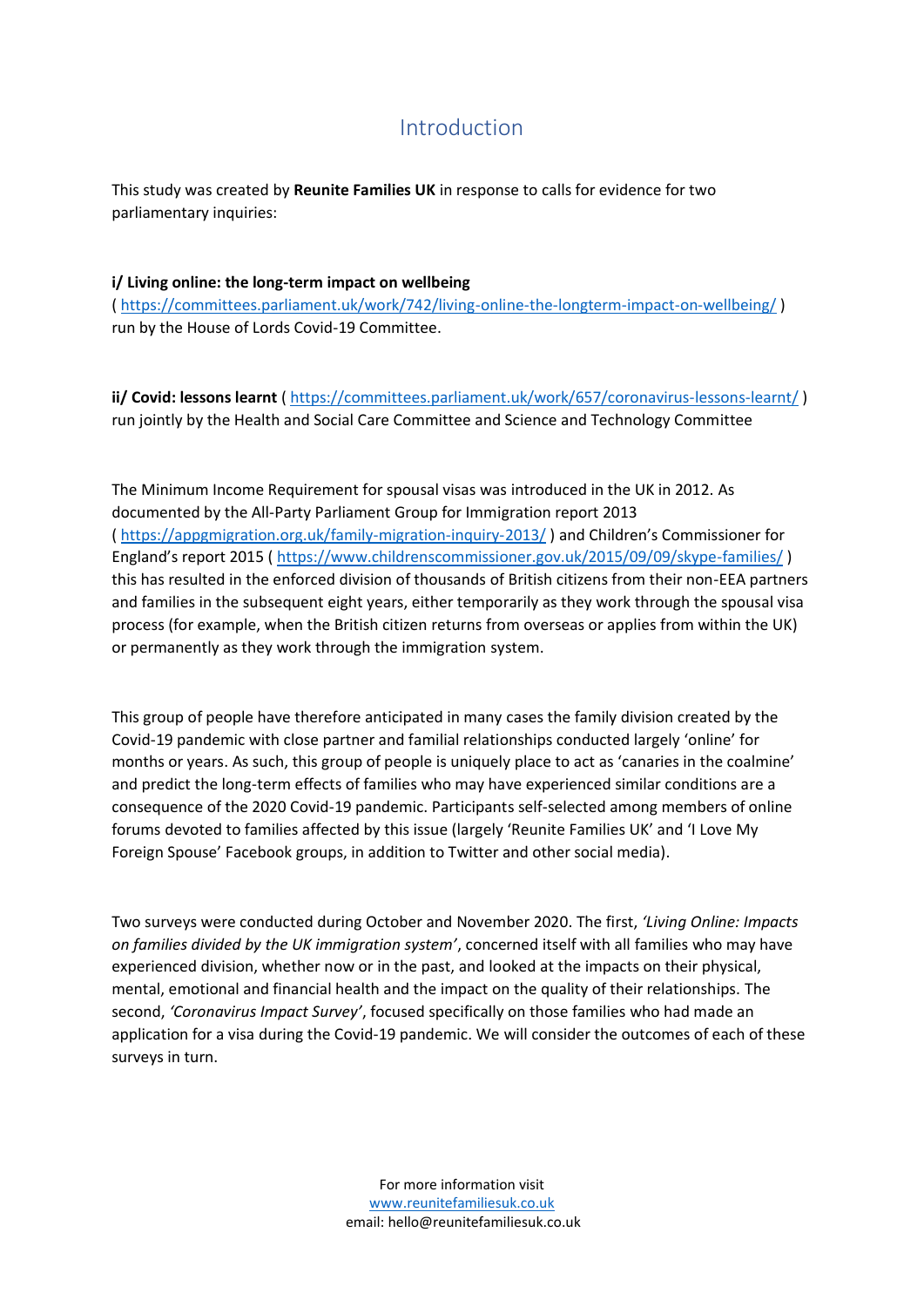# Introduction

This study was created by **Reunite Families UK** in response to calls for evidence for two parliamentary inquiries:

**i/ Living online: the long-term impact on wellbeing**
( https://committees.parliament.uk/work/742/living-online-the-longterm-impact-on-wellbeing/ ) run by the House of Lords Covid-19 Committee.

**ii/ Covid: lessons learnt** ( https://committees.parliament.uk/work/657/coronavirus-lessons-learnt/ ) run jointly by the Health and Social Care Committee and Science and Technology Committee

The Minimum Income Requirement for spousal visas was introduced in the UK in 2012. As documented by the All-Party Parliament Group for Immigration report 2013 ( https://appgmigration.org.uk/family-migration-inquiry-2013/ ) and Children's Commissioner for England's report 2015 ( https://www.childrenscommissioner.gov.uk/2015/09/09/skype-families/ ) this has resulted in the enforced division of thousands of British citizens from their non-EEA partners and families in the subsequent eight years, either temporarily as they work through the spousal visa process (for example, when the British citizen returns from overseas or applies from within the UK) or permanently as they work through the immigration system.

This group of people have therefore anticipated in many cases the family division created by the Covid-19 pandemic with close partner and familial relationships conducted largely 'online' for months or years. As such, this group of people is uniquely place to act as 'canaries in the coalmine' and predict the long-term effects of families who may have experienced similar conditions are a consequence of the 2020 Covid-19 pandemic. Participants self-selected among members of online forums devoted to families affected by this issue (largely 'Reunite Families UK' and 'I Love My Foreign Spouse' Facebook groups, in addition to Twitter and other social media).

Two surveys were conducted during October and November 2020. The first, *'Living Online: Impacts on families divided by the UK immigration system'*, concerned itself with all families who may have experienced division, whether now or in the past, and looked at the impacts on their physical, mental, emotional and financial health and the impact on the quality of their relationships. The second, *'Coronavirus Impact Survey'*, focused specifically on those families who had made an application for a visa during the Covid-19 pandemic. We will consider the outcomes of each of these surveys in turn.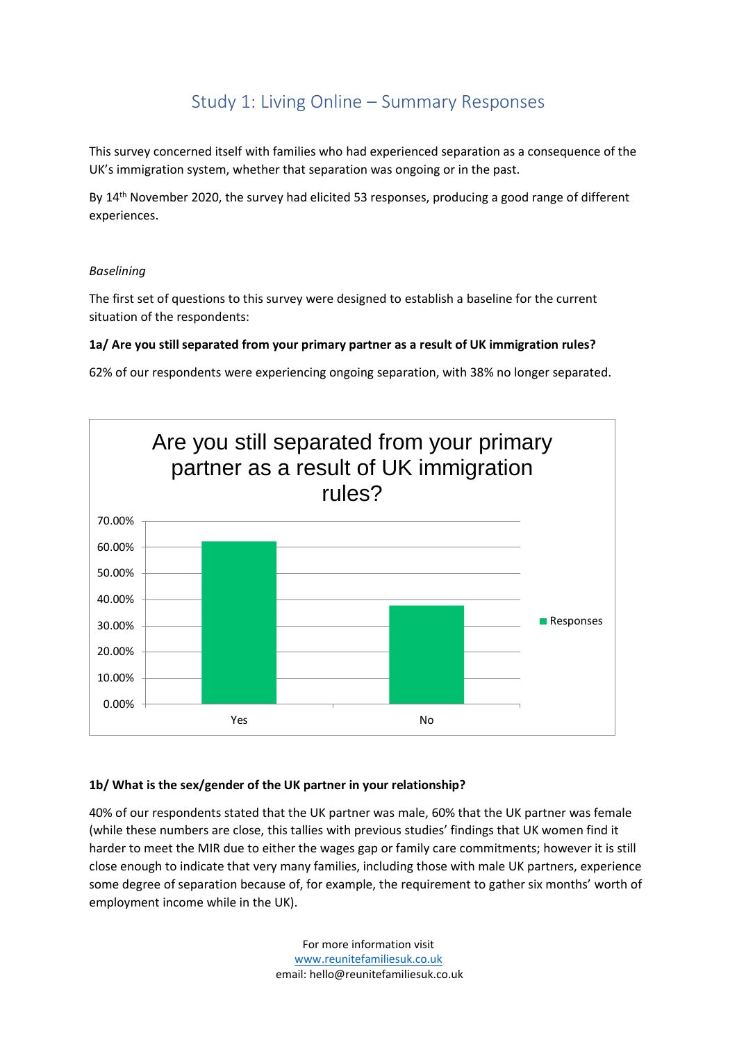# Study 1: Living Online – Summary Responses

This survey concerned itself with families who had experienced separation as a consequence of the UK's immigration system, whether that separation was ongoing or in the past.

By 14th November 2020, the survey had elicited 53 responses, producing a good range of different experiences.

*Baselining*

The first set of questions to this survey were designed to establish a baseline for the current situation of the respondents:

**1a/ Are you still separated from your primary partner as a result of UK immigration rules?**

62% of our respondents were experiencing ongoing separation, with 38% no longer separated.

Are you still separated from your primary partner as a result of UK immigration rules?

| | Responses |
|---|---|
| Yes | 62% |
| No | 38% |

**1b/ What is the sex/gender of the UK partner in your relationship?**

40% of our respondents stated that the UK partner was male, 60% that the UK partner was female (while these numbers are close, this tallies with previous studies' findings that UK women find it harder to meet the MIR due to either the wages gap or family care commitments; however it is still close enough to indicate that very many families, including those with male UK partners, experience some degree of separation because of, for example, the requirement to gather six months' worth of employment income while in the UK).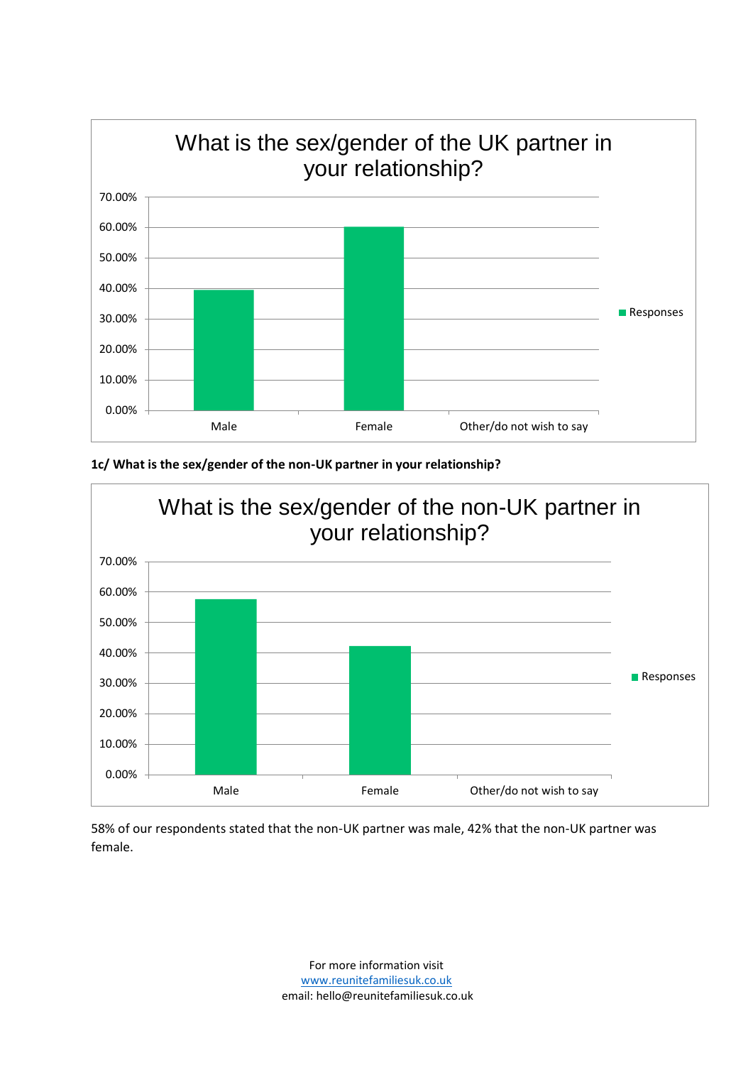1c/ **What is the sex/gender of the non-UK partner in your relationship?**

58% of our respondents stated that the non-UK partner was male, 42% that the non-UK partner was female.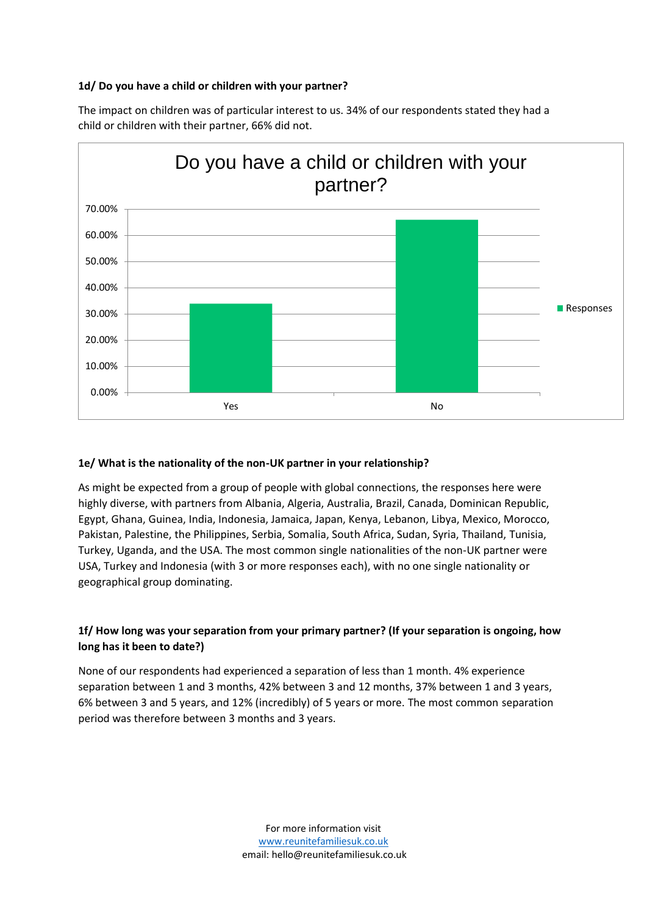**1d/ Do you have a child or children with your partner?**

The impact on children was of particular interest to us. 34% of our respondents stated they had a child or children with their partner, 66% did not.

**1e/ What is the nationality of the non-UK partner in your relationship?**

As might be expected from a group of people with global connections, the responses here were highly diverse, with partners from Albania, Algeria, Australia, Brazil, Canada, Dominican Republic, Egypt, Ghana, Guinea, India, Indonesia, Jamaica, Japan, Kenya, Lebanon, Libya, Mexico, Morocco, Pakistan, Palestine, the Philippines, Serbia, Somalia, South Africa, Sudan, Syria, Thailand, Tunisia, Turkey, Uganda, and the USA. The most common single nationalities of the non-UK partner were USA, Turkey and Indonesia (with 3 or more responses each), with no one single nationality or geographical group dominating.

**1f/ How long was your separation from your primary partner? (If your separation is ongoing, how long has it been to date?)**

None of our respondents had experienced a separation of less than 1 month. 4% experience separation between 1 and 3 months, 42% between 3 and 12 months, 37% between 1 and 3 years, 6% between 3 and 5 years, and 12% (incredibly) of 5 years or more. The most common separation period was therefore between 3 months and 3 years.

For more information visit
www.reunitefamiliesuk.co.uk
email: hello@reunitefamiliesuk.co.uk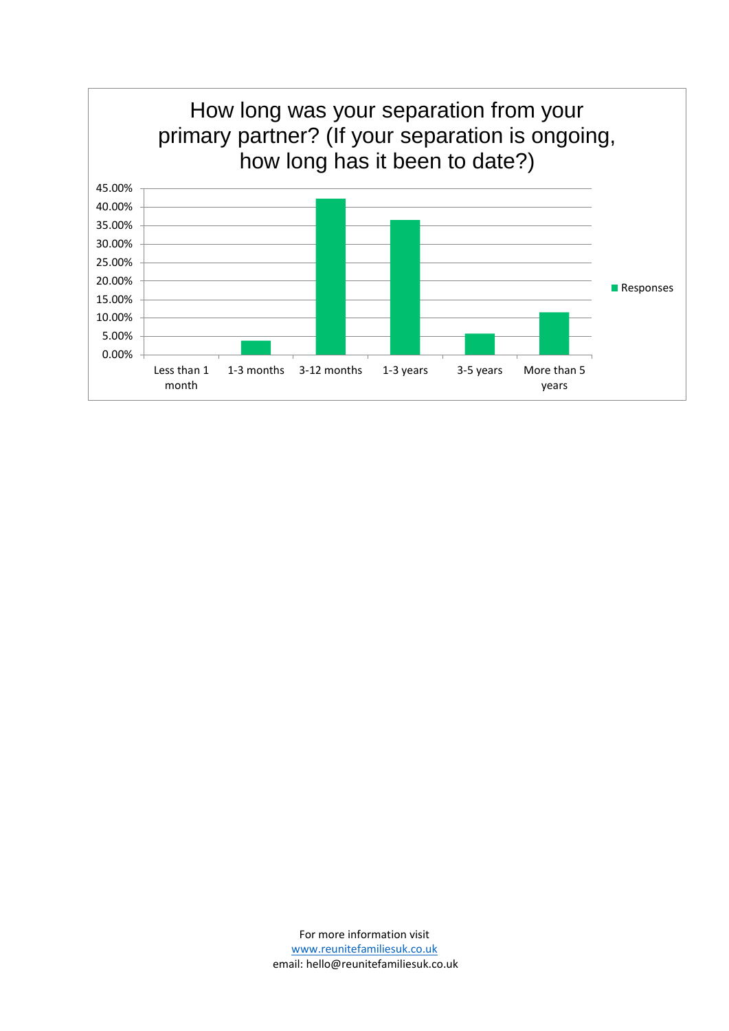## How long was your separation from your primary partner? (If your separation is ongoing, how long has it been to date?)

| | Responses |
|---|---|
| Less than 1 month | 0.00% |
| 1-3 months | ~3.8% |
| 3-12 months | ~42.3% |
| 1-3 years | ~36.5% |
| 3-5 years | ~5.8% |
| More than 5 years | ~11.5% |

For more information visit
www.reunitefamiliesuk.co.uk
email: hello@reunitefamiliesuk.co.uk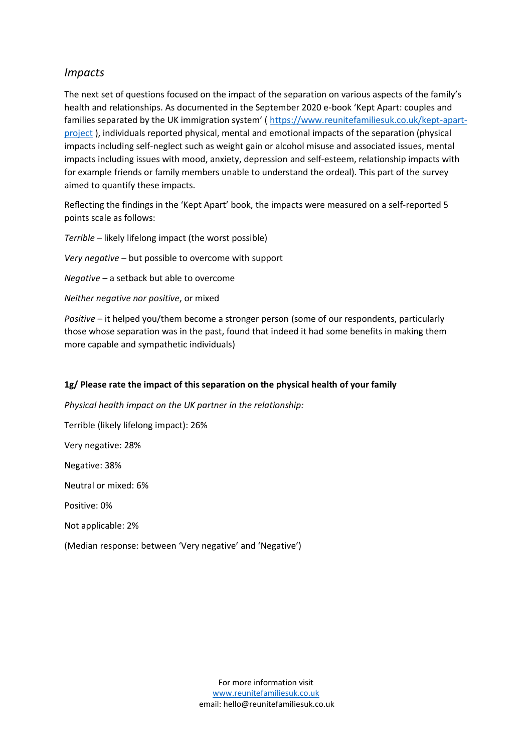## *Impacts*

The next set of questions focused on the impact of the separation on various aspects of the family's health and relationships. As documented in the September 2020 e-book 'Kept Apart: couples and families separated by the UK immigration system' ( [https://www.reunitefamiliesuk.co.uk/kept-apart-project](https://www.reunitefamiliesuk.co.uk/kept-apart-project) ), individuals reported physical, mental and emotional impacts of the separation (physical impacts including self-neglect such as weight gain or alcohol misuse and associated issues, mental impacts including issues with mood, anxiety, depression and self-esteem, relationship impacts with for example friends or family members unable to understand the ordeal). This part of the survey aimed to quantify these impacts.

Reflecting the findings in the 'Kept Apart' book, the impacts were measured on a self-reported 5 points scale as follows:

*Terrible* – likely lifelong impact (the worst possible)

*Very negative* – but possible to overcome with support

*Negative* – a setback but able to overcome

*Neither negative nor positive*, or mixed

*Positive* – it helped you/them become a stronger person (some of our respondents, particularly those whose separation was in the past, found that indeed it had some benefits in making them more capable and sympathetic individuals)

**1g/ Please rate the impact of this separation on the physical health of your family**

*Physical health impact on the UK partner in the relationship:*

Terrible (likely lifelong impact): 26%

Very negative: 28%

Negative: 38%

Neutral or mixed: 6%

Positive: 0%

Not applicable: 2%

(Median response: between 'Very negative' and 'Negative')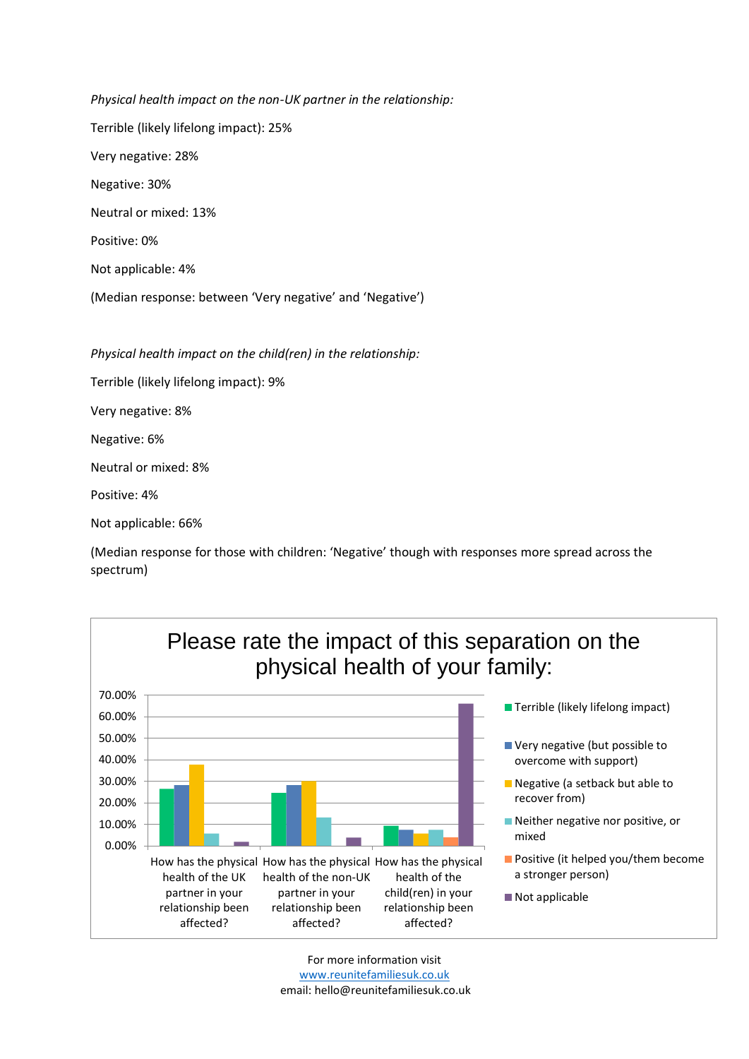*Physical health impact on the non-UK partner in the relationship:*

Terrible (likely lifelong impact): 25%

Very negative: 28%

Negative: 30%

Neutral or mixed: 13%

Positive: 0%

Not applicable: 4%

(Median response: between 'Very negative' and 'Negative')

*Physical health impact on the child(ren) in the relationship:*

Terrible (likely lifelong impact): 9%

Very negative: 8%

Negative: 6%

Neutral or mixed: 8%

Positive: 4%

Not applicable: 66%

(Median response for those with children: 'Negative' though with responses more spread across the spectrum)

Please rate the impact of this separation on the physical health of your family:

Legend:
- Terrible (likely lifelong impact)
- Very negative (but possible to overcome with support)
- Negative (a setback but able to recover from)
- Neither negative nor positive, or mixed
- Positive (it helped you/them become a stronger person)
- Not applicable

Categories:
- How has the physical health of the UK partner in your relationship been affected?
- How has the physical health of the non-UK partner in your relationship been affected?
- How has the physical health of the child(ren) in your relationship been affected?

For more information visit
www.reunitefamiliesuk.co.uk
email: hello@reunitefamiliesuk.co.uk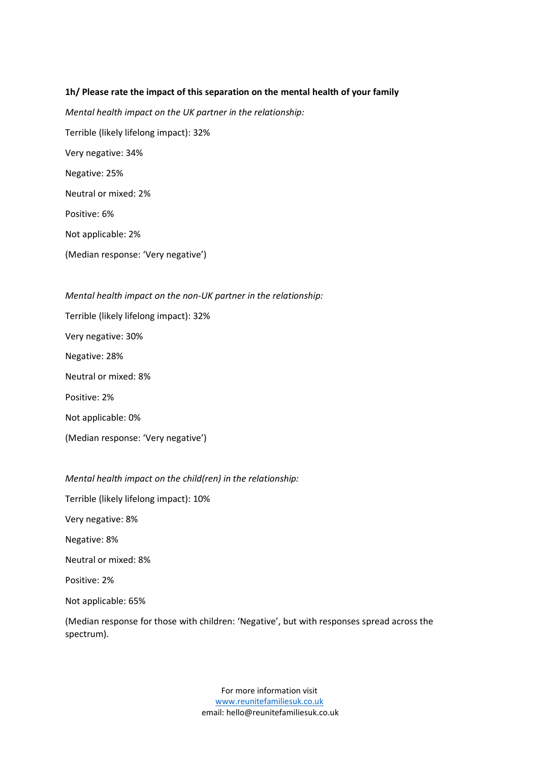**1h/ Please rate the impact of this separation on the mental health of your family**

*Mental health impact on the UK partner in the relationship:*

Terrible (likely lifelong impact): 32%

Very negative: 34%

Negative: 25%

Neutral or mixed: 2%

Positive: 6%

Not applicable: 2%

(Median response: 'Very negative')

*Mental health impact on the non-UK partner in the relationship:*

Terrible (likely lifelong impact): 32%

Very negative: 30%

Negative: 28%

Neutral or mixed: 8%

Positive: 2%

Not applicable: 0%

(Median response: 'Very negative')

*Mental health impact on the child(ren) in the relationship:*

Terrible (likely lifelong impact): 10%

Very negative: 8%

Negative: 8%

Neutral or mixed: 8%

Positive: 2%

Not applicable: 65%

(Median response for those with children: 'Negative', but with responses spread across the spectrum).

For more information visit
www.reunitefamiliesuk.co.uk
email: hello@reunitefamiliesuk.co.uk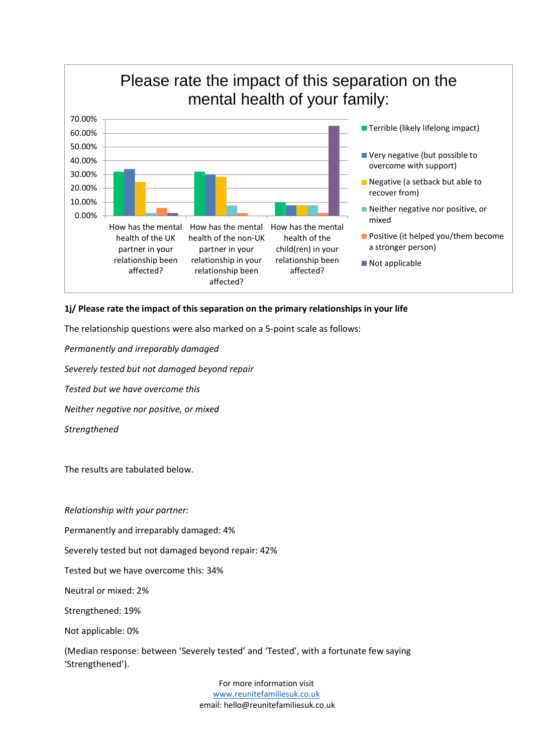Please rate the impact of this separation on the mental health of your family:

**1j/ Please rate the impact of this separation on the primary relationships in your life**

The relationship questions were also marked on a 5-point scale as follows:

*Permanently and irreparably damaged*

*Severely tested but not damaged beyond repair*

*Tested but we have overcome this*

*Neither negative nor positive, or mixed*

*Strengthened*

The results are tabulated below.

*Relationship with your partner:*

Permanently and irreparably damaged: 4%

Severely tested but not damaged beyond repair: 42%

Tested but we have overcome this: 34%

Neutral or mixed: 2%

Strengthened: 19%

Not applicable: 0%

(Median response: between 'Severely tested' and 'Tested', with a fortunate few saying 'Strengthened').

For more information visit
www.reunitefamiliesuk.co.uk
email: hello@reunitefamiliesuk.co.uk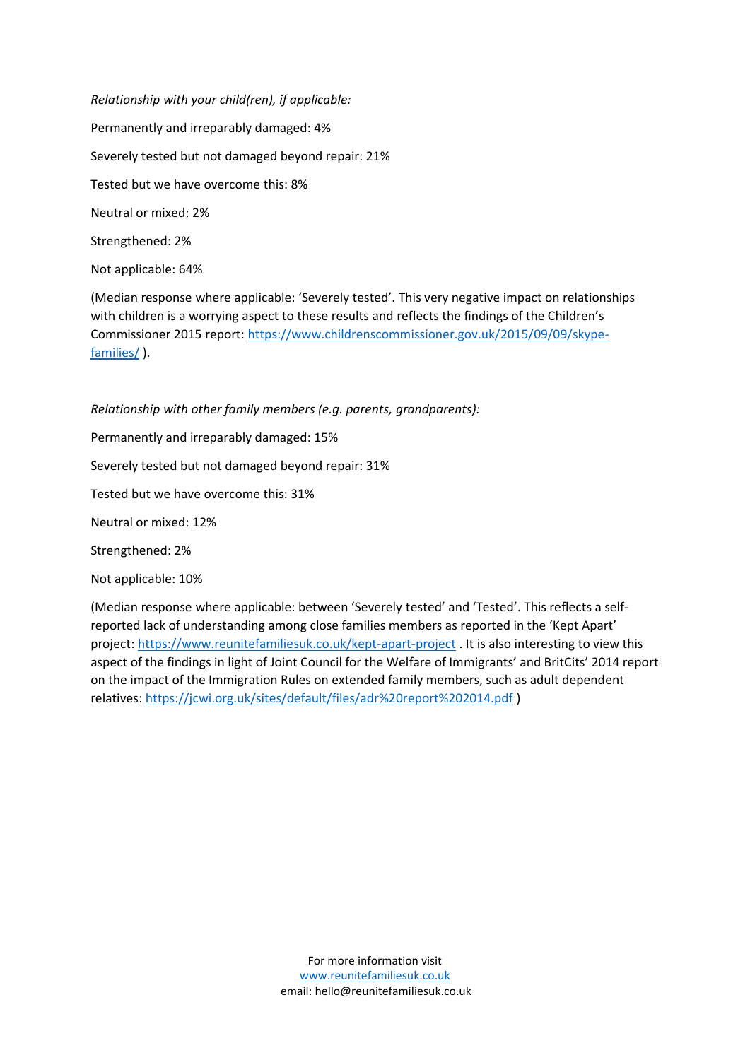*Relationship with your child(ren), if applicable:*

Permanently and irreparably damaged: 4%

Severely tested but not damaged beyond repair: 21%

Tested but we have overcome this: 8%

Neutral or mixed: 2%

Strengthened: 2%

Not applicable: 64%

(Median response where applicable: 'Severely tested'. This very negative impact on relationships with children is a worrying aspect to these results and reflects the findings of the Children's Commissioner 2015 report: https://www.childrenscommissioner.gov.uk/2015/09/09/skype-families/ ).

*Relationship with other family members (e.g. parents, grandparents):*

Permanently and irreparably damaged: 15%

Severely tested but not damaged beyond repair: 31%

Tested but we have overcome this: 31%

Neutral or mixed: 12%

Strengthened: 2%

Not applicable: 10%

(Median response where applicable: between 'Severely tested' and 'Tested'. This reflects a self-reported lack of understanding among close families members as reported in the 'Kept Apart' project: https://www.reunitefamiliesuk.co.uk/kept-apart-project . It is also interesting to view this aspect of the findings in light of Joint Council for the Welfare of Immigrants' and BritCits' 2014 report on the impact of the Immigration Rules on extended family members, such as adult dependent relatives: https://jcwi.org.uk/sites/default/files/adr%20report%202014.pdf )

For more information visit
www.reunitefamiliesuk.co.uk
email: hello@reunitefamiliesuk.co.uk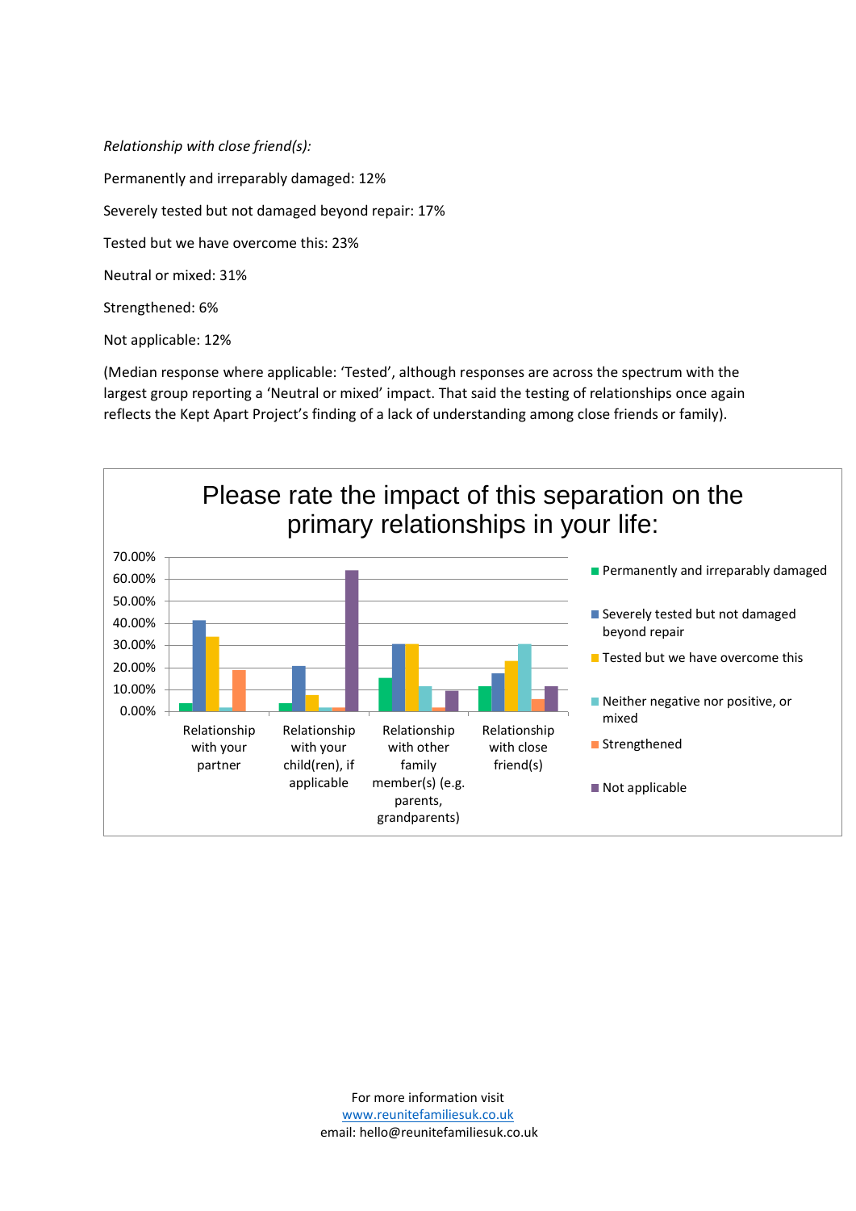*Relationship with close friend(s):*

Permanently and irreparably damaged: 12%

Severely tested but not damaged beyond repair: 17%

Tested but we have overcome this: 23%

Neutral or mixed: 31%

Strengthened: 6%

Not applicable: 12%

(Median response where applicable: 'Tested', although responses are across the spectrum with the largest group reporting a 'Neutral or mixed' impact. That said the testing of relationships once again reflects the Kept Apart Project's finding of a lack of understanding among close friends or family).

Please rate the impact of this separation on the primary relationships in your life:

For more information visit
www.reunitefamiliesuk.co.uk
email: hello@reunitefamiliesuk.co.uk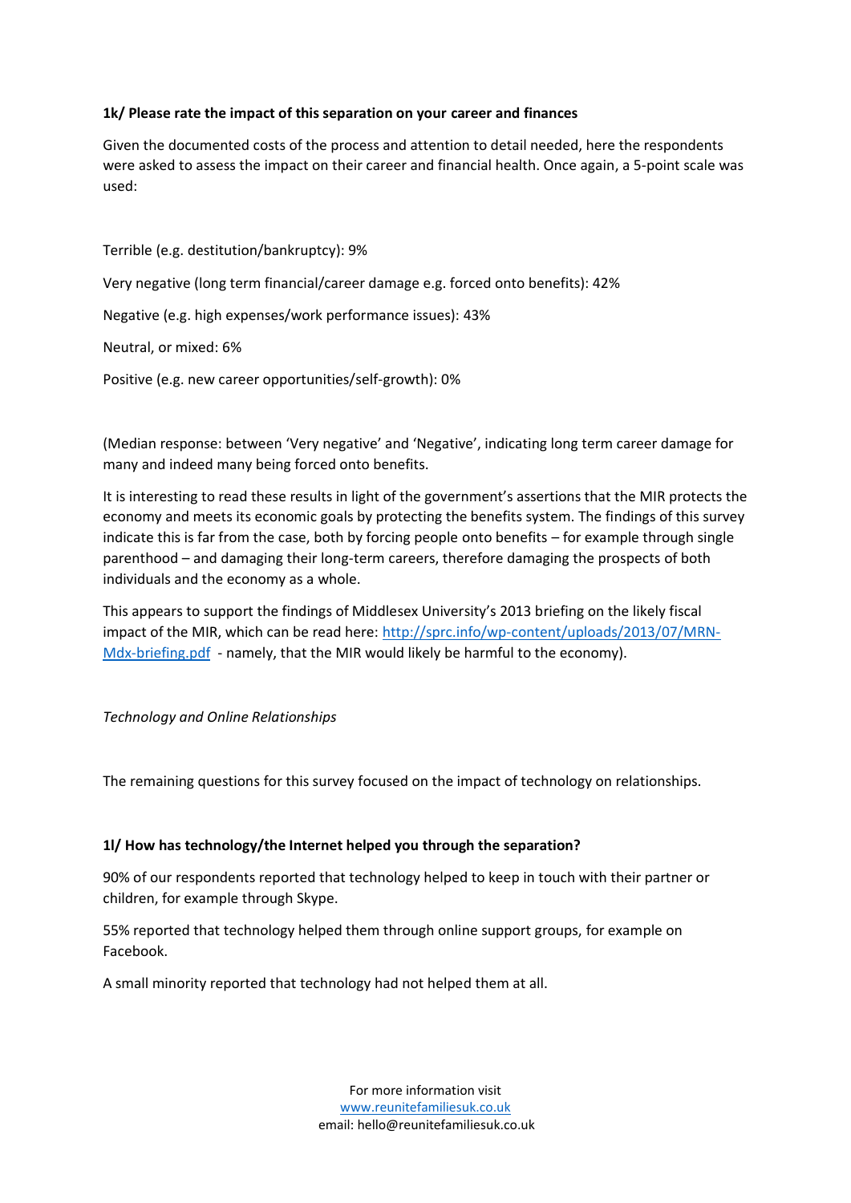**1k/ Please rate the impact of this separation on your career and finances**

Given the documented costs of the process and attention to detail needed, here the respondents were asked to assess the impact on their career and financial health. Once again, a 5-point scale was used:

Terrible (e.g. destitution/bankruptcy): 9%

Very negative (long term financial/career damage e.g. forced onto benefits): 42%

Negative (e.g. high expenses/work performance issues): 43%

Neutral, or mixed: 6%

Positive (e.g. new career opportunities/self-growth): 0%

(Median response: between 'Very negative' and 'Negative', indicating long term career damage for many and indeed many being forced onto benefits.

It is interesting to read these results in light of the government's assertions that the MIR protects the economy and meets its economic goals by protecting the benefits system. The findings of this survey indicate this is far from the case, both by forcing people onto benefits – for example through single parenthood – and damaging their long-term careers, therefore damaging the prospects of both individuals and the economy as a whole.

This appears to support the findings of Middlesex University's 2013 briefing on the likely fiscal impact of the MIR, which can be read here: [http://sprc.info/wp-content/uploads/2013/07/MRN-Mdx-briefing.pdf](http://sprc.info/wp-content/uploads/2013/07/MRN-Mdx-briefing.pdf) - namely, that the MIR would likely be harmful to the economy).

*Technology and Online Relationships*

The remaining questions for this survey focused on the impact of technology on relationships.

**1l/ How has technology/the Internet helped you through the separation?**

90% of our respondents reported that technology helped to keep in touch with their partner or children, for example through Skype.

55% reported that technology helped them through online support groups, for example on Facebook.

A small minority reported that technology had not helped them at all.

For more information visit
[www.reunitefamiliesuk.co.uk](http://www.reunitefamiliesuk.co.uk)
email: hello@reunitefamiliesuk.co.uk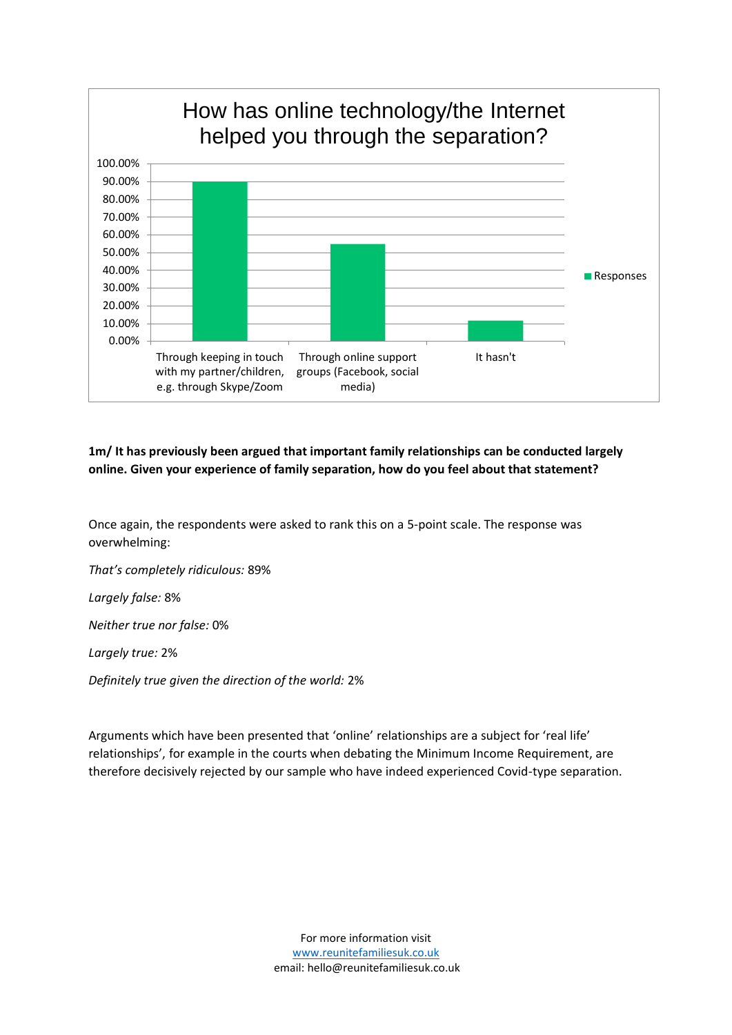How has online technology/the Internet helped you through the separation?

1m/ **It has previously been argued that important family relationships can be conducted largely online. Given your experience of family separation, how do you feel about that statement?**

Once again, the respondents were asked to rank this on a 5-point scale. The response was overwhelming:

*That's completely ridiculous:* 89%

*Largely false:* 8%

*Neither true nor false:* 0%

*Largely true:* 2%

*Definitely true given the direction of the world:* 2%

Arguments which have been presented that 'online' relationships are a subject for 'real life' relationships', for example in the courts when debating the Minimum Income Requirement, are therefore decisively rejected by our sample who have indeed experienced Covid-type separation.

For more information visit
www.reunitefamiliesuk.co.uk
email: hello@reunitefamiliesuk.co.uk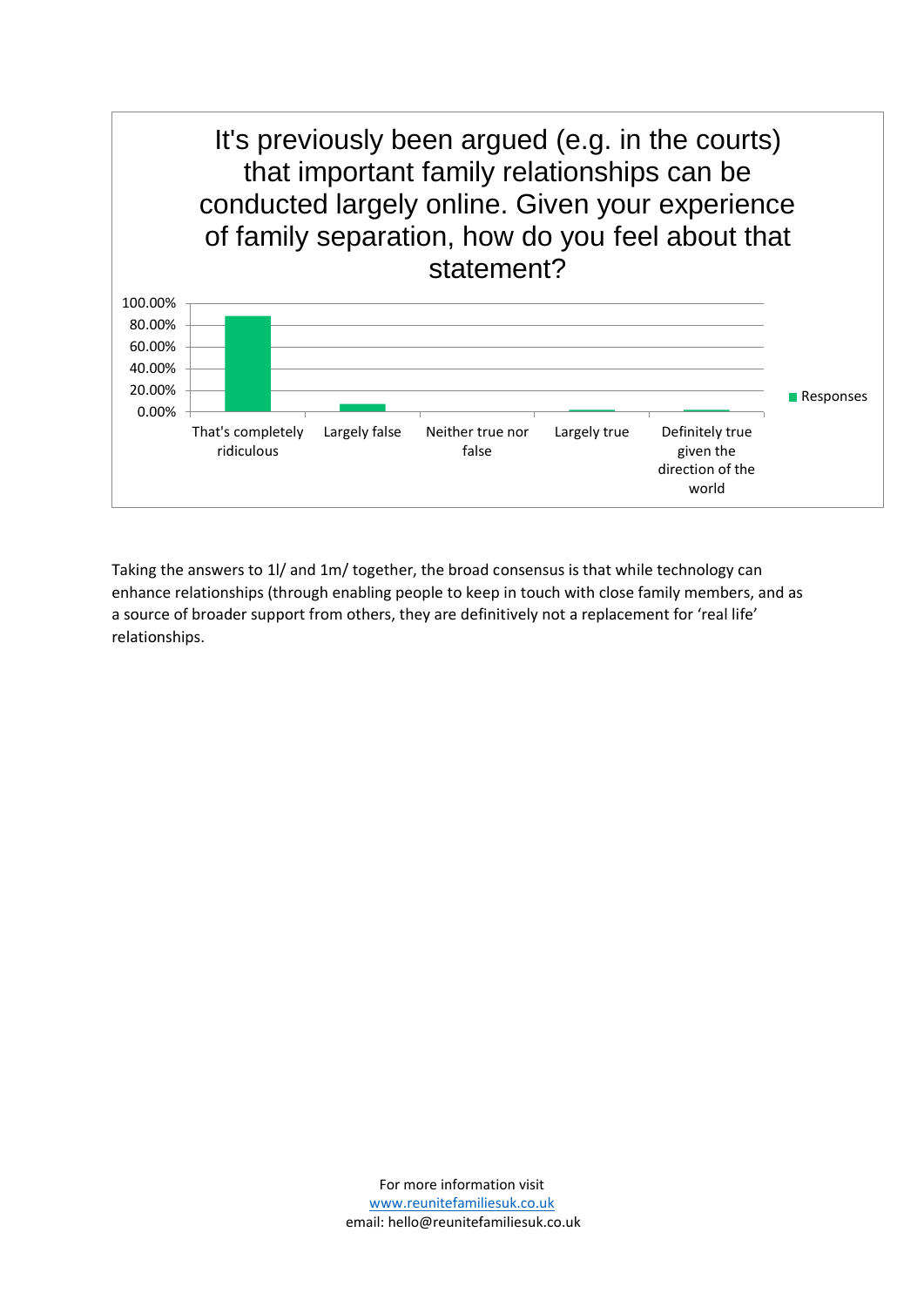It's previously been argued (e.g. in the courts) that important family relationships can be conducted largely online. Given your experience of family separation, how do you feel about that statement?

| Response | Responses |
|---|---|
| That's completely ridiculous | ~88% |
| Largely false | ~7% |
| Neither true nor false | 0% |
| Largely true | ~1% |
| Definitely true given the direction of the world | ~1% |

Taking the answers to 1l/ and 1m/ together, the broad consensus is that while technology can enhance relationships (through enabling people to keep in touch with close family members, and as a source of broader support from others, they are definitively not a replacement for 'real life' relationships.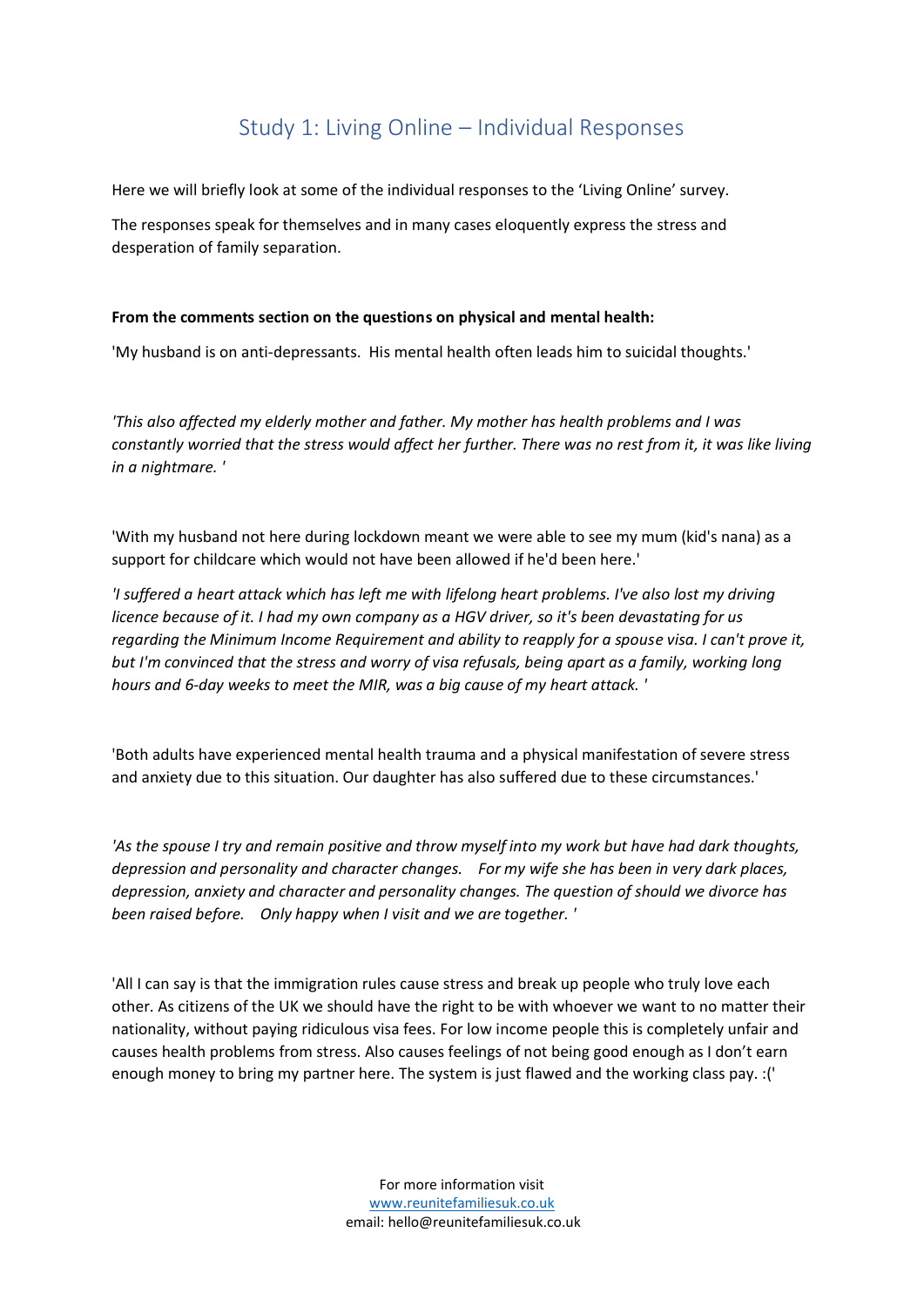# Study 1: Living Online – Individual Responses

Here we will briefly look at some of the individual responses to the 'Living Online' survey.

The responses speak for themselves and in many cases eloquently express the stress and desperation of family separation.

**From the comments section on the questions on physical and mental health:**

'My husband is on anti-depressants. His mental health often leads him to suicidal thoughts.'

*'This also affected my elderly mother and father. My mother has health problems and I was constantly worried that the stress would affect her further. There was no rest from it, it was like living in a nightmare. '*

'With my husband not here during lockdown meant we were able to see my mum (kid's nana) as a support for childcare which would not have been allowed if he'd been here.'

*'I suffered a heart attack which has left me with lifelong heart problems. I've also lost my driving licence because of it. I had my own company as a HGV driver, so it's been devastating for us regarding the Minimum Income Requirement and ability to reapply for a spouse visa. I can't prove it, but I'm convinced that the stress and worry of visa refusals, being apart as a family, working long hours and 6-day weeks to meet the MIR, was a big cause of my heart attack. '*

'Both adults have experienced mental health trauma and a physical manifestation of severe stress and anxiety due to this situation. Our daughter has also suffered due to these circumstances.'

*'As the spouse I try and remain positive and throw myself into my work but have had dark thoughts, depression and personality and character changes. For my wife she has been in very dark places, depression, anxiety and character and personality changes. The question of should we divorce has been raised before. Only happy when I visit and we are together. '*

'All I can say is that the immigration rules cause stress and break up people who truly love each other. As citizens of the UK we should have the right to be with whoever we want to no matter their nationality, without paying ridiculous visa fees. For low income people this is completely unfair and causes health problems from stress. Also causes feelings of not being good enough as I don't earn enough money to bring my partner here. The system is just flawed and the working class pay. :('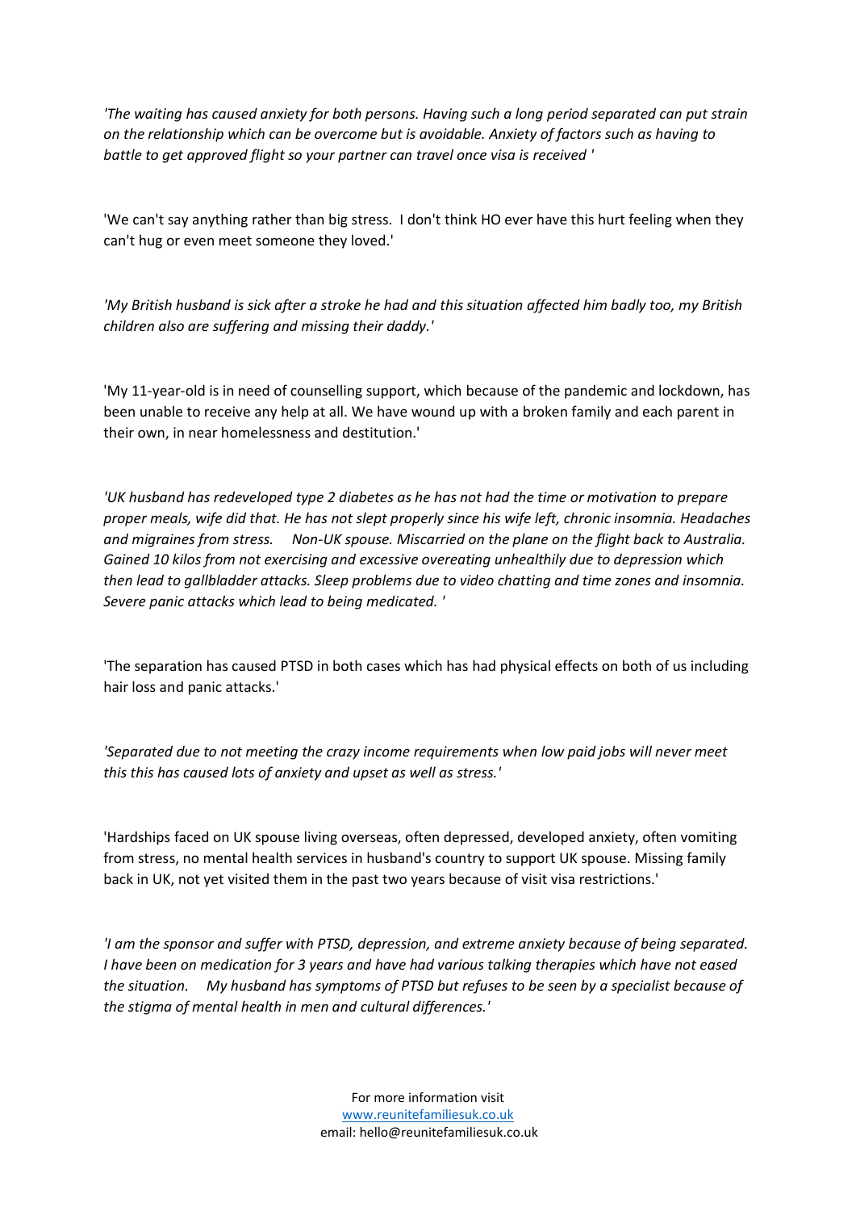*'The waiting has caused anxiety for both persons. Having such a long period separated can put strain on the relationship which can be overcome but is avoidable. Anxiety of factors such as having to battle to get approved flight so your partner can travel once visa is received '*

'We can't say anything rather than big stress. I don't think HO ever have this hurt feeling when they can't hug or even meet someone they loved.'

*'My British husband is sick after a stroke he had and this situation affected him badly too, my British children also are suffering and missing their daddy.'*

'My 11-year-old is in need of counselling support, which because of the pandemic and lockdown, has been unable to receive any help at all. We have wound up with a broken family and each parent in their own, in near homelessness and destitution.'

*'UK husband has redeveloped type 2 diabetes as he has not had the time or motivation to prepare proper meals, wife did that. He has not slept properly since his wife left, chronic insomnia. Headaches and migraines from stress. Non-UK spouse. Miscarried on the plane on the flight back to Australia. Gained 10 kilos from not exercising and excessive overeating unhealthily due to depression which then lead to gallbladder attacks. Sleep problems due to video chatting and time zones and insomnia. Severe panic attacks which lead to being medicated. '*

'The separation has caused PTSD in both cases which has had physical effects on both of us including hair loss and panic attacks.'

*'Separated due to not meeting the crazy income requirements when low paid jobs will never meet this this has caused lots of anxiety and upset as well as stress.'*

'Hardships faced on UK spouse living overseas, often depressed, developed anxiety, often vomiting from stress, no mental health services in husband's country to support UK spouse. Missing family back in UK, not yet visited them in the past two years because of visit visa restrictions.'

*'I am the sponsor and suffer with PTSD, depression, and extreme anxiety because of being separated. I have been on medication for 3 years and have had various talking therapies which have not eased the situation. My husband has symptoms of PTSD but refuses to be seen by a specialist because of the stigma of mental health in men and cultural differences.'*

For more information visit
www.reunitefamiliesuk.co.uk
email: hello@reunitefamiliesuk.co.uk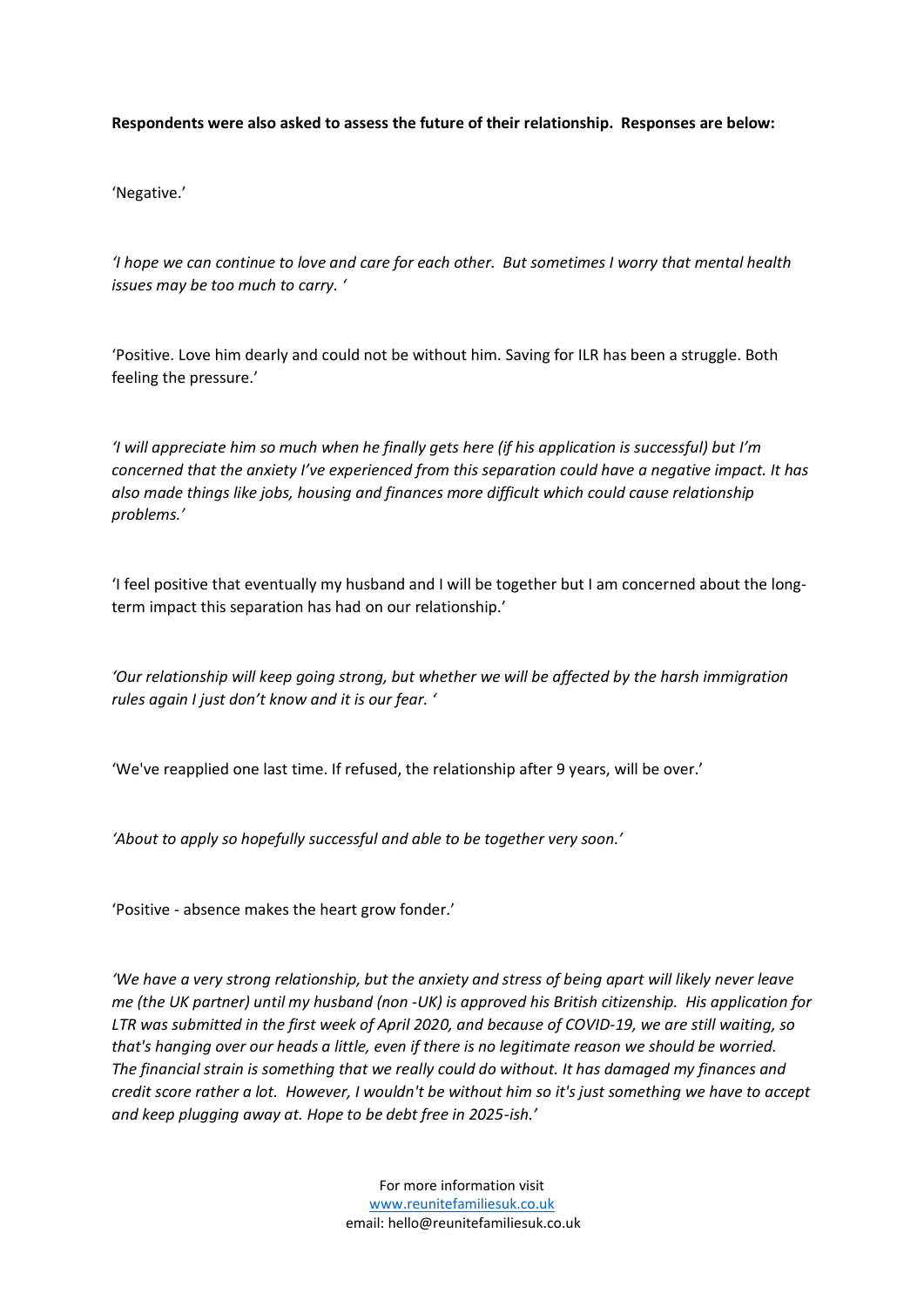**Respondents were also asked to assess the future of their relationship. Responses are below:**

'Negative.'

*'I hope we can continue to love and care for each other. But sometimes I worry that mental health issues may be too much to carry. '*

'Positive. Love him dearly and could not be without him. Saving for ILR has been a struggle. Both feeling the pressure.'

*'I will appreciate him so much when he finally gets here (if his application is successful) but I'm concerned that the anxiety I've experienced from this separation could have a negative impact. It has also made things like jobs, housing and finances more difficult which could cause relationship problems.'*

'I feel positive that eventually my husband and I will be together but I am concerned about the long-term impact this separation has had on our relationship.'

*'Our relationship will keep going strong, but whether we will be affected by the harsh immigration rules again I just don't know and it is our fear. '*

'We've reapplied one last time. If refused, the relationship after 9 years, will be over.'

*'About to apply so hopefully successful and able to be together very soon.'*

'Positive - absence makes the heart grow fonder.'

*'We have a very strong relationship, but the anxiety and stress of being apart will likely never leave me (the UK partner) until my husband (non -UK) is approved his British citizenship. His application for LTR was submitted in the first week of April 2020, and because of COVID-19, we are still waiting, so that's hanging over our heads a little, even if there is no legitimate reason we should be worried. The financial strain is something that we really could do without. It has damaged my finances and credit score rather a lot. However, I wouldn't be without him so it's just something we have to accept and keep plugging away at. Hope to be debt free in 2025-ish.'*

For more information visit
www.reunitefamiliesuk.co.uk
email: hello@reunitefamiliesuk.co.uk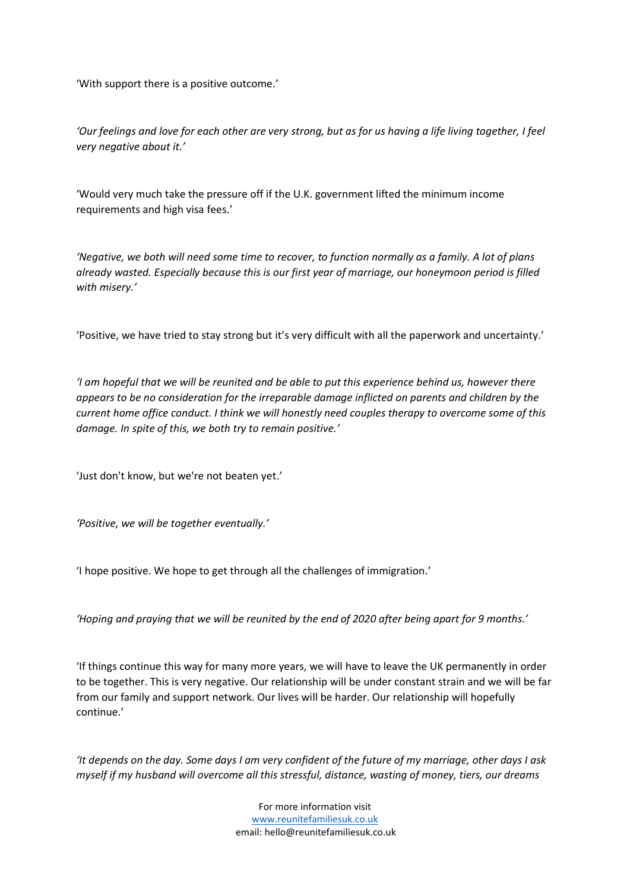'With support there is a positive outcome.'

*'Our feelings and love for each other are very strong, but as for us having a life living together, I feel very negative about it.'*

'Would very much take the pressure off if the U.K. government lifted the minimum income requirements and high visa fees.'

*'Negative, we both will need some time to recover, to function normally as a family. A lot of plans already wasted. Especially because this is our first year of marriage, our honeymoon period is filled with misery.'*

'Positive, we have tried to stay strong but it's very difficult with all the paperwork and uncertainty.'

*'I am hopeful that we will be reunited and be able to put this experience behind us, however there appears to be no consideration for the irreparable damage inflicted on parents and children by the current home office conduct. I think we will honestly need couples therapy to overcome some of this damage. In spite of this, we both try to remain positive.'*

'Just don't know, but we're not beaten yet.'

*'Positive, we will be together eventually.'*

'I hope positive. We hope to get through all the challenges of immigration.'

*'Hoping and praying that we will be reunited by the end of 2020 after being apart for 9 months.'*

'If things continue this way for many more years, we will have to leave the UK permanently in order to be together. This is very negative. Our relationship will be under constant strain and we will be far from our family and support network. Our lives will be harder. Our relationship will hopefully continue.'

*'It depends on the day. Some days I am very confident of the future of my marriage, other days I ask myself if my husband will overcome all this stressful, distance, wasting of money, tiers, our dreams*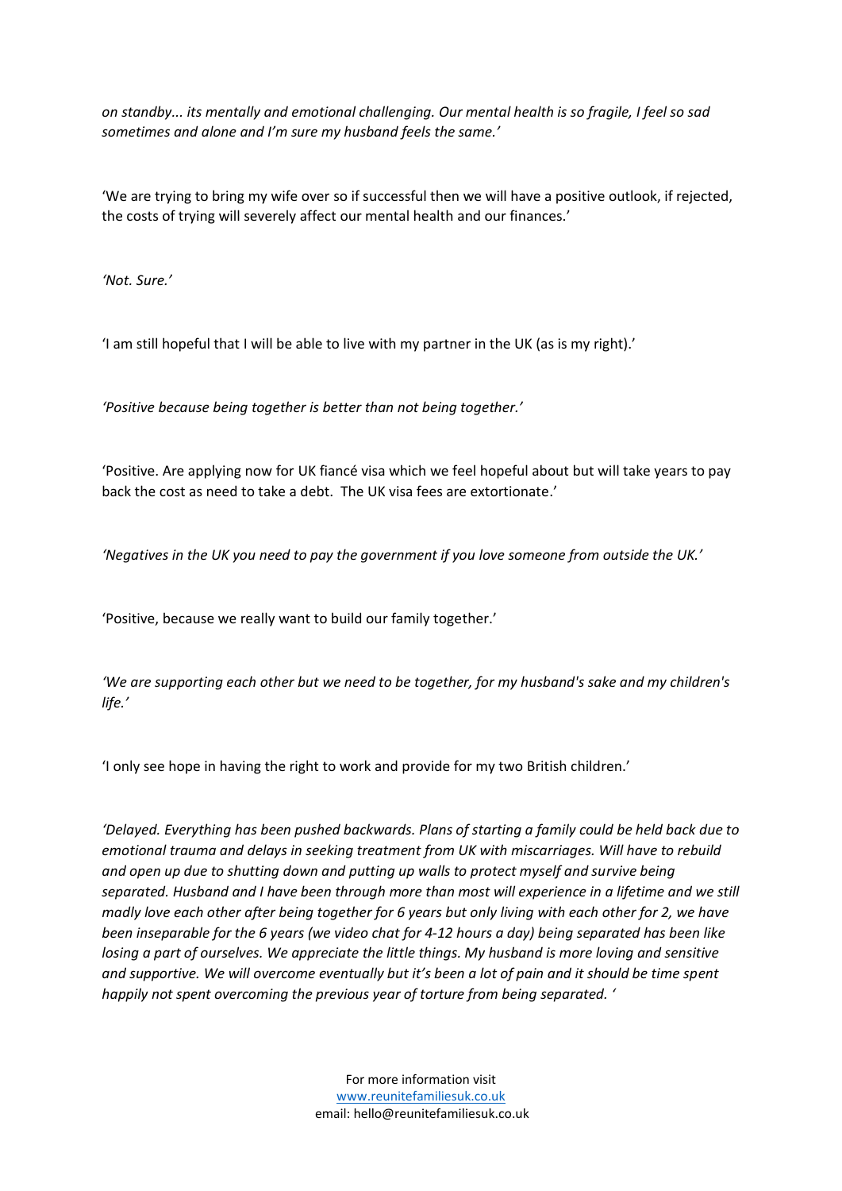*on standby... its mentally and emotional challenging. Our mental health is so fragile, I feel so sad sometimes and alone and I'm sure my husband feels the same.'*

'We are trying to bring my wife over so if successful then we will have a positive outlook, if rejected, the costs of trying will severely affect our mental health and our finances.'

*'Not. Sure.'*

'I am still hopeful that I will be able to live with my partner in the UK (as is my right).'

*'Positive because being together is better than not being together.'*

'Positive. Are applying now for UK fiancé visa which we feel hopeful about but will take years to pay back the cost as need to take a debt. The UK visa fees are extortionate.'

*'Negatives in the UK you need to pay the government if you love someone from outside the UK.'*

'Positive, because we really want to build our family together.'

*'We are supporting each other but we need to be together, for my husband's sake and my children's life.'*

'I only see hope in having the right to work and provide for my two British children.'

*'Delayed. Everything has been pushed backwards. Plans of starting a family could be held back due to emotional trauma and delays in seeking treatment from UK with miscarriages. Will have to rebuild and open up due to shutting down and putting up walls to protect myself and survive being separated. Husband and I have been through more than most will experience in a lifetime and we still madly love each other after being together for 6 years but only living with each other for 2, we have been inseparable for the 6 years (we video chat for 4-12 hours a day) being separated has been like losing a part of ourselves. We appreciate the little things. My husband is more loving and sensitive and supportive. We will overcome eventually but it's been a lot of pain and it should be time spent happily not spent overcoming the previous year of torture from being separated. '*

For more information visit
www.reunitefamiliesuk.co.uk
email: hello@reunitefamiliesuk.co.uk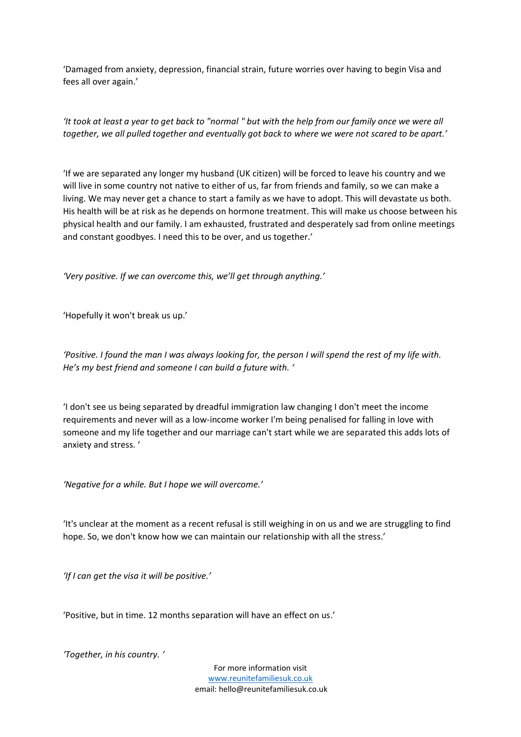'Damaged from anxiety, depression, financial strain, future worries over having to begin Visa and fees all over again.'

*'It took at least a year to get back to "normal " but with the help from our family once we were all together, we all pulled together and eventually got back to where we were not scared to be apart.'*

'If we are separated any longer my husband (UK citizen) will be forced to leave his country and we will live in some country not native to either of us, far from friends and family, so we can make a living. We may never get a chance to start a family as we have to adopt. This will devastate us both. His health will be at risk as he depends on hormone treatment. This will make us choose between his physical health and our family. I am exhausted, frustrated and desperately sad from online meetings and constant goodbyes. I need this to be over, and us together.'

*'Very positive. If we can overcome this, we'll get through anything.'*

'Hopefully it won't break us up.'

*'Positive. I found the man I was always looking for, the person I will spend the rest of my life with. He's my best friend and someone I can build a future with. '*

'I don't see us being separated by dreadful immigration law changing I don't meet the income requirements and never will as a low-income worker I'm being penalised for falling in love with someone and my life together and our marriage can't start while we are separated this adds lots of anxiety and stress. '

*'Negative for a while. But I hope we will overcome.'*

'It's unclear at the moment as a recent refusal is still weighing in on us and we are struggling to find hope. So, we don't know how we can maintain our relationship with all the stress.'

*'If I can get the visa it will be positive.'*

'Positive, but in time. 12 months separation will have an effect on us.'

*'Together, in his country. '*

For more information visit
www.reunitefamiliesuk.co.uk
email: hello@reunitefamiliesuk.co.uk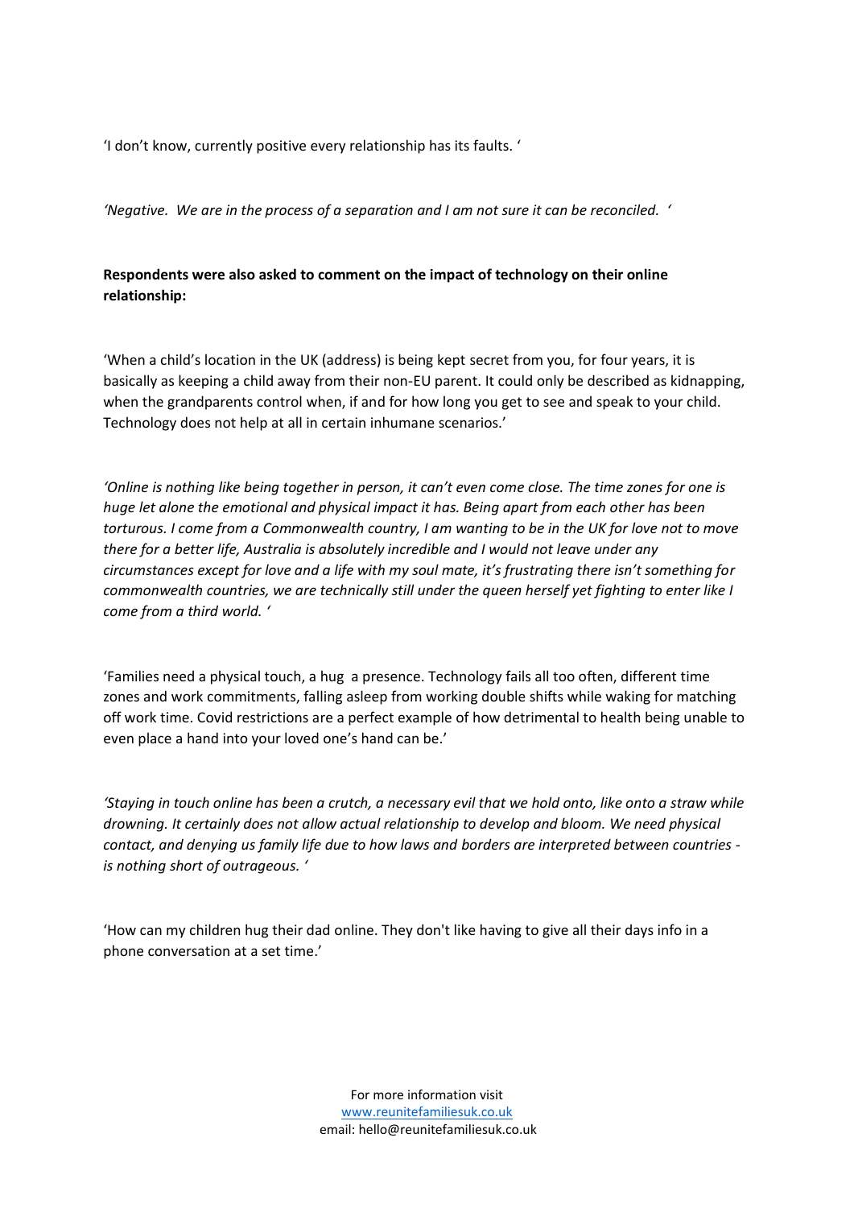'I don't know, currently positive every relationship has its faults. '

*'Negative. We are in the process of a separation and I am not sure it can be reconciled. '*

**Respondents were also asked to comment on the impact of technology on their online relationship:**

'When a child's location in the UK (address) is being kept secret from you, for four years, it is basically as keeping a child away from their non-EU parent. It could only be described as kidnapping, when the grandparents control when, if and for how long you get to see and speak to your child. Technology does not help at all in certain inhumane scenarios.'

*'Online is nothing like being together in person, it can't even come close. The time zones for one is huge let alone the emotional and physical impact it has. Being apart from each other has been torturous. I come from a Commonwealth country, I am wanting to be in the UK for love not to move there for a better life, Australia is absolutely incredible and I would not leave under any circumstances except for love and a life with my soul mate, it's frustrating there isn't something for commonwealth countries, we are technically still under the queen herself yet fighting to enter like I come from a third world. '*

'Families need a physical touch, a hug a presence. Technology fails all too often, different time zones and work commitments, falling asleep from working double shifts while waking for matching off work time. Covid restrictions are a perfect example of how detrimental to health being unable to even place a hand into your loved one's hand can be.'

*'Staying in touch online has been a crutch, a necessary evil that we hold onto, like onto a straw while drowning. It certainly does not allow actual relationship to develop and bloom. We need physical contact, and denying us family life due to how laws and borders are interpreted between countries - is nothing short of outrageous. '*

'How can my children hug their dad online. They don't like having to give all their days info in a phone conversation at a set time.'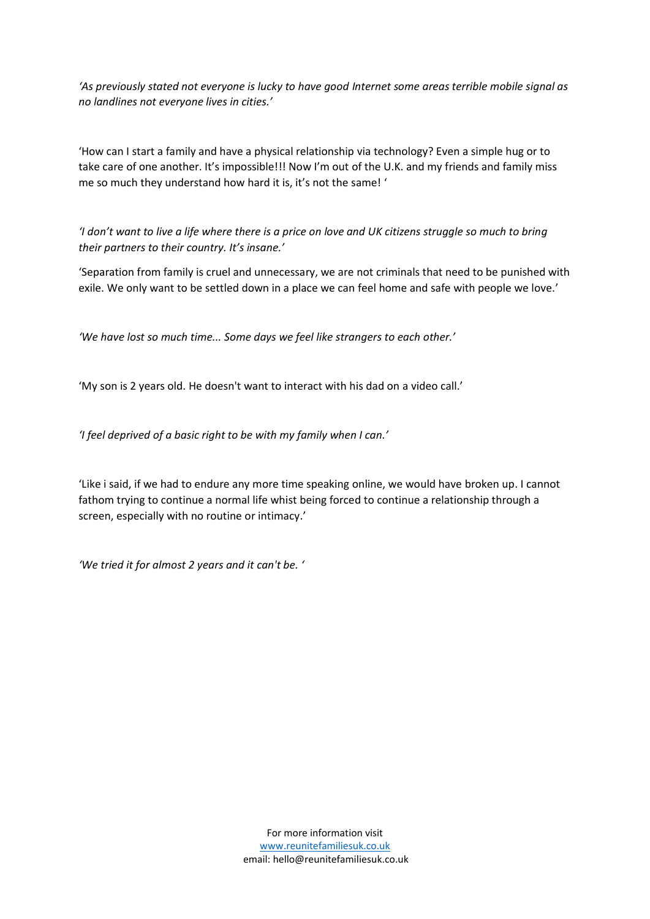*'As previously stated not everyone is lucky to have good Internet some areas terrible mobile signal as no landlines not everyone lives in cities.'*

'How can I start a family and have a physical relationship via technology? Even a simple hug or to take care of one another. It's impossible!!! Now I'm out of the U.K. and my friends and family miss me so much they understand how hard it is, it's not the same! '

*'I don't want to live a life where there is a price on love and UK citizens struggle so much to bring their partners to their country. It's insane.'*

'Separation from family is cruel and unnecessary, we are not criminals that need to be punished with exile. We only want to be settled down in a place we can feel home and safe with people we love.'

*'We have lost so much time... Some days we feel like strangers to each other.'*

'My son is 2 years old. He doesn't want to interact with his dad on a video call.'

*'I feel deprived of a basic right to be with my family when I can.'*

'Like i said, if we had to endure any more time speaking online, we would have broken up. I cannot fathom trying to continue a normal life whist being forced to continue a relationship through a screen, especially with no routine or intimacy.'

*'We tried it for almost 2 years and it can't be. '*

For more information visit
www.reunitefamiliesuk.co.uk
email: hello@reunitefamiliesuk.co.uk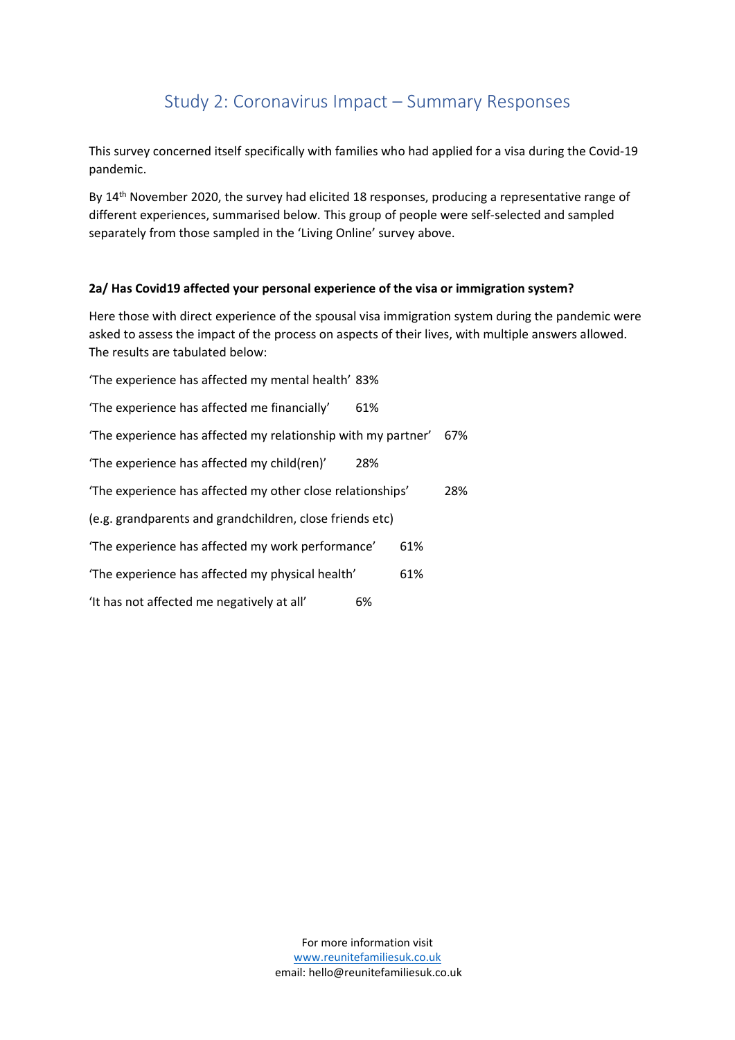## Study 2: Coronavirus Impact – Summary Responses

This survey concerned itself specifically with families who had applied for a visa during the Covid-19 pandemic.

By 14th November 2020, the survey had elicited 18 responses, producing a representative range of different experiences, summarised below. This group of people were self-selected and sampled separately from those sampled in the 'Living Online' survey above.

**2a/ Has Covid19 affected your personal experience of the visa or immigration system?**

Here those with direct experience of the spousal visa immigration system during the pandemic were asked to assess the impact of the process on aspects of their lives, with multiple answers allowed. The results are tabulated below:

'The experience has affected my mental health' 83%

'The experience has affected me financially' 61%

'The experience has affected my relationship with my partner' 67%

'The experience has affected my child(ren)' 28%

'The experience has affected my other close relationships' 28%

(e.g. grandparents and grandchildren, close friends etc)

'The experience has affected my work performance' 61%

'The experience has affected my physical health' 61%

'It has not affected me negatively at all' 6%

For more information visit
www.reunitefamiliesuk.co.uk
email: hello@reunitefamiliesuk.co.uk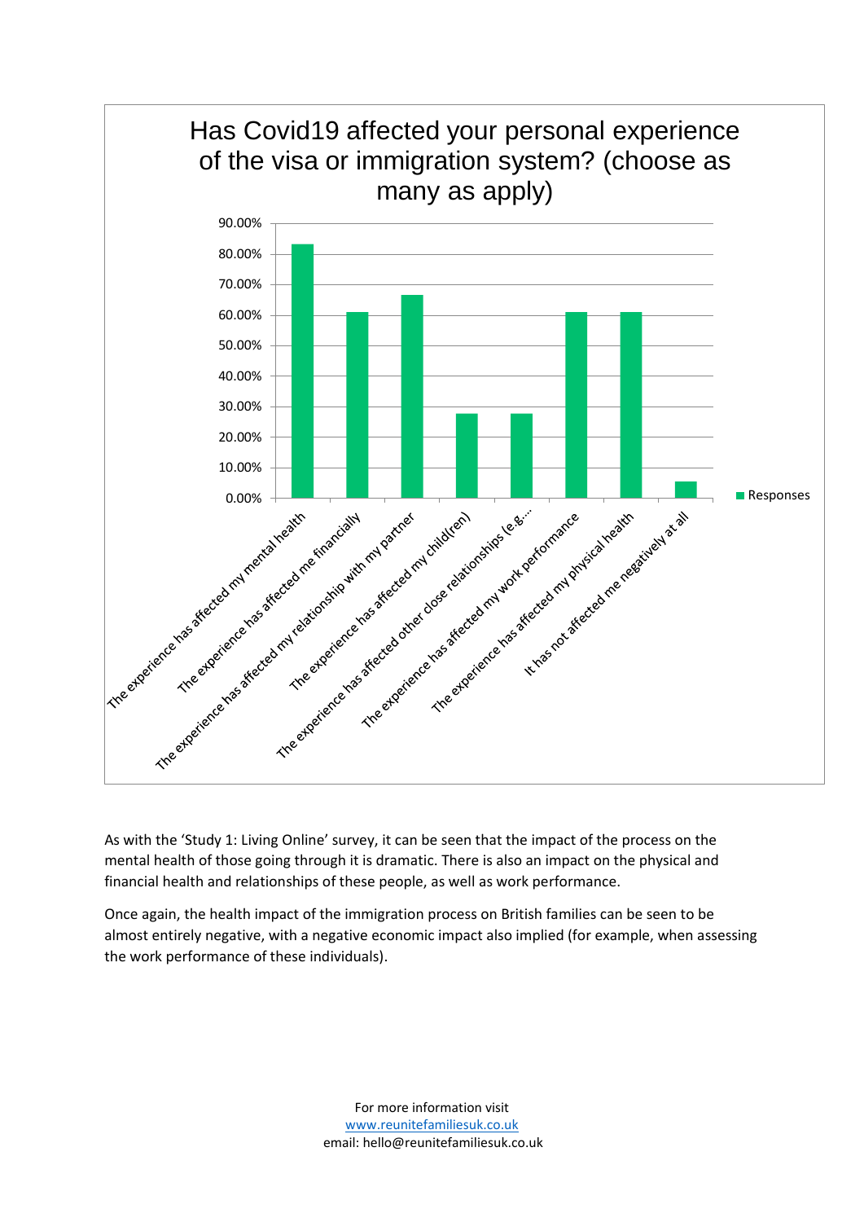## Has Covid19 affected your personal experience of the visa or immigration system? (choose as many as apply)

| Response | Responses |
|---|---|
| The experience has affected my mental health | ~83% |
| The experience has affected me financially | ~61% |
| The experience has affected my relationship with my partner | ~67% |
| The experience has affected my child(ren) | ~28% |
| The experience has affected other close relationships (e.g.... | ~28% |
| The experience has affected my work performance | ~61% |
| The experience has affected my physical health | ~61% |
| It has not affected me negatively at all | ~5% |

As with the 'Study 1: Living Online' survey, it can be seen that the impact of the process on the mental health of those going through it is dramatic. There is also an impact on the physical and financial health and relationships of these people, as well as work performance.

Once again, the health impact of the immigration process on British families can be seen to be almost entirely negative, with a negative economic impact also implied (for example, when assessing the work performance of these individuals).

For more information visit
www.reunitefamiliesuk.co.uk
email: hello@reunitefamiliesuk.co.uk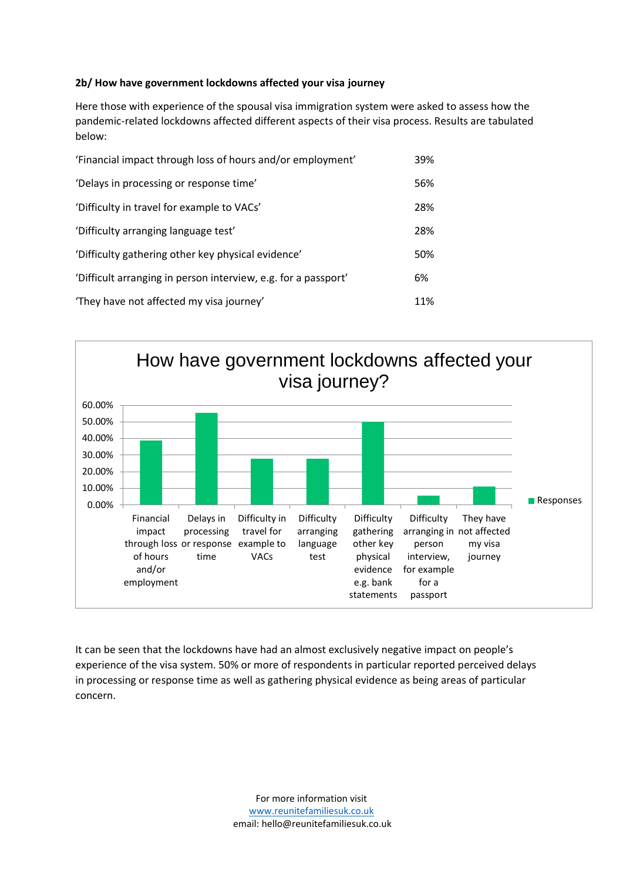**2b/ How have government lockdowns affected your visa journey**

Here those with experience of the spousal visa immigration system were asked to assess how the pandemic-related lockdowns affected different aspects of their visa process. Results are tabulated below:

| | |
|---|---|
| 'Financial impact through loss of hours and/or employment' | 39% |
| 'Delays in processing or response time' | 56% |
| 'Difficulty in travel for example to VACs' | 28% |
| 'Difficulty arranging language test' | 28% |
| 'Difficulty gathering other key physical evidence' | 50% |
| 'Difficult arranging in person interview, e.g. for a passport' | 6% |
| 'They have not affected my visa journey' | 11% |

It can be seen that the lockdowns have had an almost exclusively negative impact on people's experience of the visa system. 50% or more of respondents in particular reported perceived delays in processing or response time as well as gathering physical evidence as being areas of particular concern.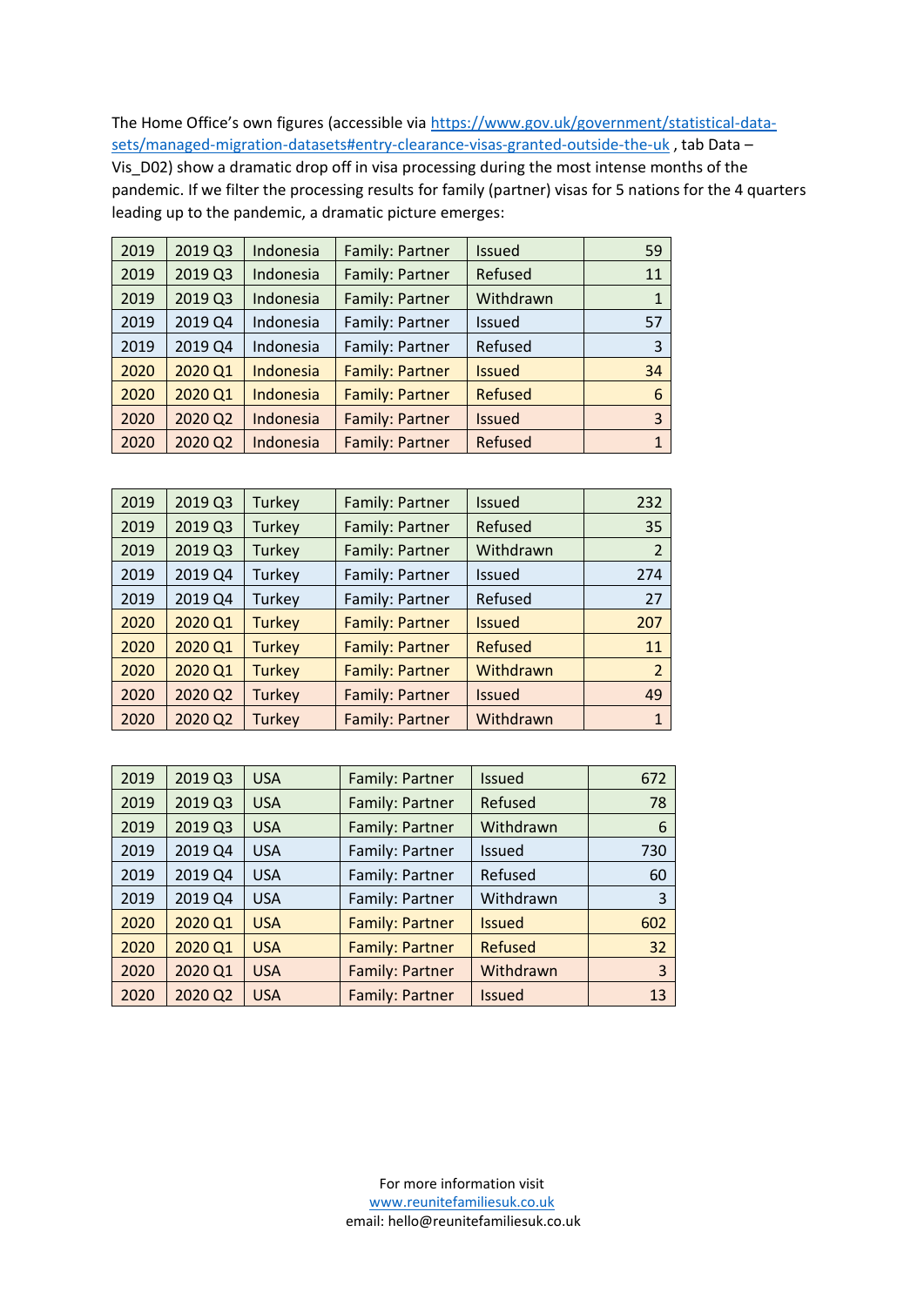The Home Office's own figures (accessible via [https://www.gov.uk/government/statistical-data-sets/managed-migration-datasets#entry-clearance-visas-granted-outside-the-uk](https://www.gov.uk/government/statistical-data-sets/managed-migration-datasets#entry-clearance-visas-granted-outside-the-uk) , tab Data – Vis_D02) show a dramatic drop off in visa processing during the most intense months of the pandemic. If we filter the processing results for family (partner) visas for 5 nations for the 4 quarters leading up to the pandemic, a dramatic picture emerges:

| | | | | | |
|---|---|---|---|---|---|
| 2019 | 2019 Q3 | Indonesia | Family: Partner | Issued | 59 |
| 2019 | 2019 Q3 | Indonesia | Family: Partner | Refused | 11 |
| 2019 | 2019 Q3 | Indonesia | Family: Partner | Withdrawn | 1 |
| 2019 | 2019 Q4 | Indonesia | Family: Partner | Issued | 57 |
| 2019 | 2019 Q4 | Indonesia | Family: Partner | Refused | 3 |
| 2020 | 2020 Q1 | Indonesia | Family: Partner | Issued | 34 |
| 2020 | 2020 Q1 | Indonesia | Family: Partner | Refused | 6 |
| 2020 | 2020 Q2 | Indonesia | Family: Partner | Issued | 3 |
| 2020 | 2020 Q2 | Indonesia | Family: Partner | Refused | 1 |

| | | | | | |
|---|---|---|---|---|---|
| 2019 | 2019 Q3 | Turkey | Family: Partner | Issued | 232 |
| 2019 | 2019 Q3 | Turkey | Family: Partner | Refused | 35 |
| 2019 | 2019 Q3 | Turkey | Family: Partner | Withdrawn | 2 |
| 2019 | 2019 Q4 | Turkey | Family: Partner | Issued | 274 |
| 2019 | 2019 Q4 | Turkey | Family: Partner | Refused | 27 |
| 2020 | 2020 Q1 | Turkey | Family: Partner | Issued | 207 |
| 2020 | 2020 Q1 | Turkey | Family: Partner | Refused | 11 |
| 2020 | 2020 Q1 | Turkey | Family: Partner | Withdrawn | 2 |
| 2020 | 2020 Q2 | Turkey | Family: Partner | Issued | 49 |
| 2020 | 2020 Q2 | Turkey | Family: Partner | Withdrawn | 1 |

| | | | | | |
|---|---|---|---|---|---|
| 2019 | 2019 Q3 | USA | Family: Partner | Issued | 672 |
| 2019 | 2019 Q3 | USA | Family: Partner | Refused | 78 |
| 2019 | 2019 Q3 | USA | Family: Partner | Withdrawn | 6 |
| 2019 | 2019 Q4 | USA | Family: Partner | Issued | 730 |
| 2019 | 2019 Q4 | USA | Family: Partner | Refused | 60 |
| 2019 | 2019 Q4 | USA | Family: Partner | Withdrawn | 3 |
| 2020 | 2020 Q1 | USA | Family: Partner | Issued | 602 |
| 2020 | 2020 Q1 | USA | Family: Partner | Refused | 32 |
| 2020 | 2020 Q1 | USA | Family: Partner | Withdrawn | 3 |
| 2020 | 2020 Q2 | USA | Family: Partner | Issued | 13 |

For more information visit
[www.reunitefamiliesuk.co.uk](http://www.reunitefamiliesuk.co.uk)
email: hello@reunitefamiliesuk.co.uk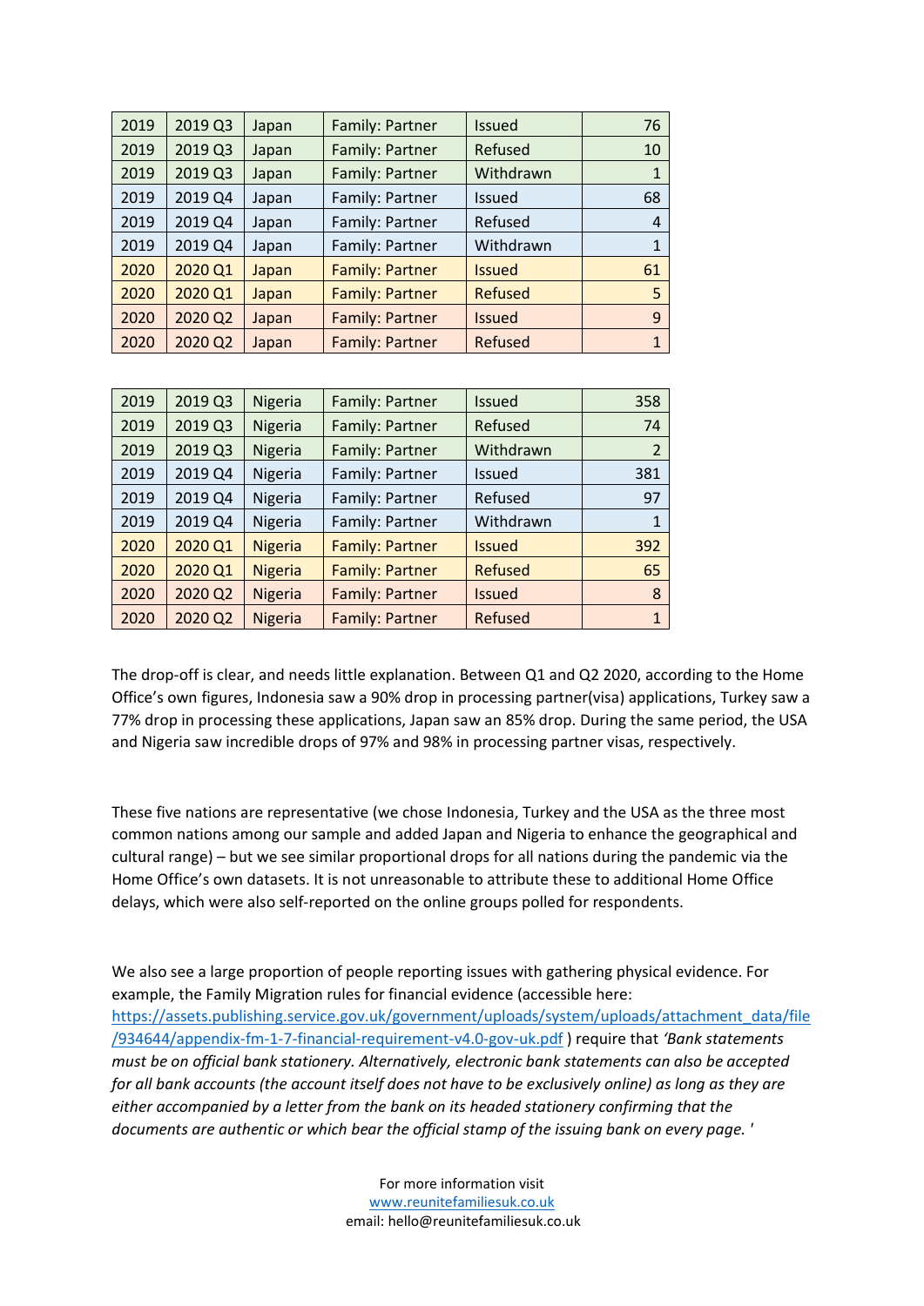| | | | | | |
|---|---|---|---|---|---|
| 2019 | 2019 Q3 | Japan | Family: Partner | Issued | 76 |
| 2019 | 2019 Q3 | Japan | Family: Partner | Refused | 10 |
| 2019 | 2019 Q3 | Japan | Family: Partner | Withdrawn | 1 |
| 2019 | 2019 Q4 | Japan | Family: Partner | Issued | 68 |
| 2019 | 2019 Q4 | Japan | Family: Partner | Refused | 4 |
| 2019 | 2019 Q4 | Japan | Family: Partner | Withdrawn | 1 |
| 2020 | 2020 Q1 | Japan | Family: Partner | Issued | 61 |
| 2020 | 2020 Q1 | Japan | Family: Partner | Refused | 5 |
| 2020 | 2020 Q2 | Japan | Family: Partner | Issued | 9 |
| 2020 | 2020 Q2 | Japan | Family: Partner | Refused | 1 |

| | | | | | |
|---|---|---|---|---|---|
| 2019 | 2019 Q3 | Nigeria | Family: Partner | Issued | 358 |
| 2019 | 2019 Q3 | Nigeria | Family: Partner | Refused | 74 |
| 2019 | 2019 Q3 | Nigeria | Family: Partner | Withdrawn | 2 |
| 2019 | 2019 Q4 | Nigeria | Family: Partner | Issued | 381 |
| 2019 | 2019 Q4 | Nigeria | Family: Partner | Refused | 97 |
| 2019 | 2019 Q4 | Nigeria | Family: Partner | Withdrawn | 1 |
| 2020 | 2020 Q1 | Nigeria | Family: Partner | Issued | 392 |
| 2020 | 2020 Q1 | Nigeria | Family: Partner | Refused | 65 |
| 2020 | 2020 Q2 | Nigeria | Family: Partner | Issued | 8 |
| 2020 | 2020 Q2 | Nigeria | Family: Partner | Refused | 1 |

The drop-off is clear, and needs little explanation. Between Q1 and Q2 2020, according to the Home Office's own figures, Indonesia saw a 90% drop in processing partner(visa) applications, Turkey saw a 77% drop in processing these applications, Japan saw an 85% drop. During the same period, the USA and Nigeria saw incredible drops of 97% and 98% in processing partner visas, respectively.

These five nations are representative (we chose Indonesia, Turkey and the USA as the three most common nations among our sample and added Japan and Nigeria to enhance the geographical and cultural range) – but we see similar proportional drops for all nations during the pandemic via the Home Office's own datasets. It is not unreasonable to attribute these to additional Home Office delays, which were also self-reported on the online groups polled for respondents.

We also see a large proportion of people reporting issues with gathering physical evidence. For example, the Family Migration rules for financial evidence (accessible here: https://assets.publishing.service.gov.uk/government/uploads/system/uploads/attachment_data/file/934644/appendix-fm-1-7-financial-requirement-v4.0-gov-uk.pdf ) require that *'Bank statements must be on official bank stationery. Alternatively, electronic bank statements can also be accepted for all bank accounts (the account itself does not have to be exclusively online) as long as they are either accompanied by a letter from the bank on its headed stationery confirming that the documents are authentic or which bear the official stamp of the issuing bank on every page. '*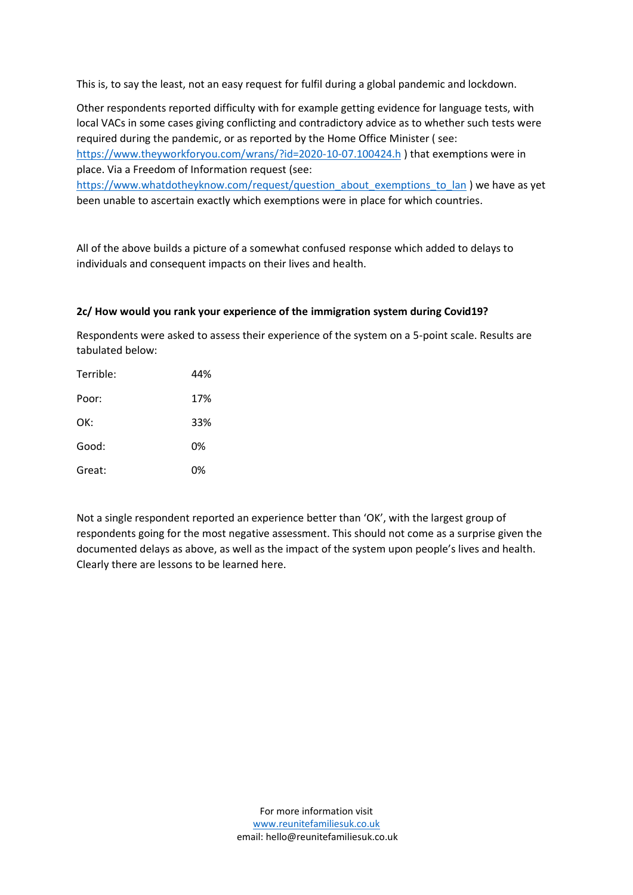This is, to say the least, not an easy request for fulfil during a global pandemic and lockdown.

Other respondents reported difficulty with for example getting evidence for language tests, with local VACs in some cases giving conflicting and contradictory advice as to whether such tests were required during the pandemic, or as reported by the Home Office Minister ( see: https://www.theyworkforyou.com/wrans/?id=2020-10-07.100424.h ) that exemptions were in place. Via a Freedom of Information request (see: https://www.whatdotheyknow.com/request/question_about_exemptions_to_lan ) we have as yet been unable to ascertain exactly which exemptions were in place for which countries.

All of the above builds a picture of a somewhat confused response which added to delays to individuals and consequent impacts on their lives and health.

**2c/ How would you rank your experience of the immigration system during Covid19?**

Respondents were asked to assess their experience of the system on a 5-point scale. Results are tabulated below:

| | |
|---|---|
| Terrible: | 44% |
| Poor: | 17% |
| OK: | 33% |
| Good: | 0% |
| Great: | 0% |

Not a single respondent reported an experience better than 'OK', with the largest group of respondents going for the most negative assessment. This should not come as a surprise given the documented delays as above, as well as the impact of the system upon people's lives and health. Clearly there are lessons to be learned here.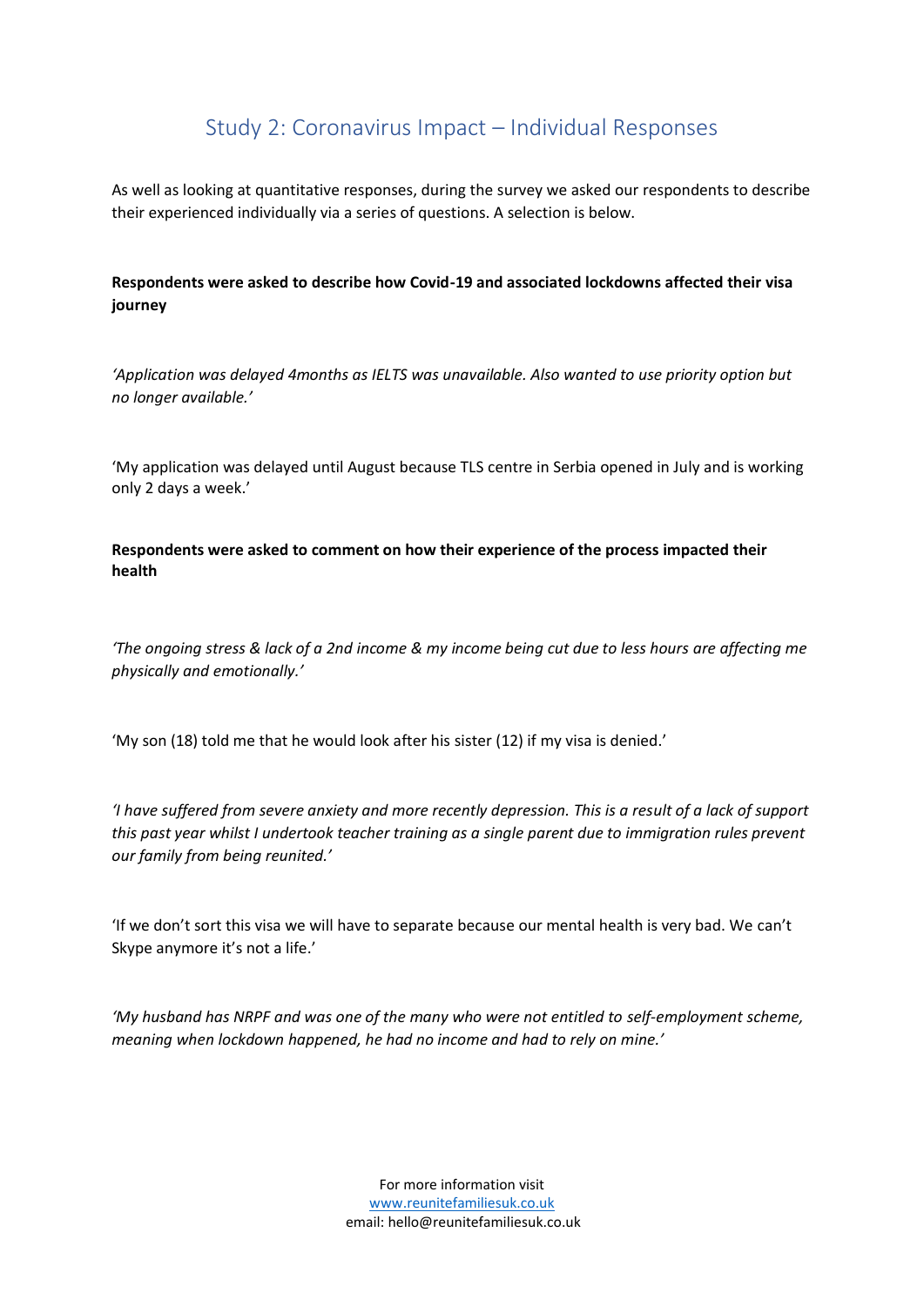## Study 2: Coronavirus Impact – Individual Responses

As well as looking at quantitative responses, during the survey we asked our respondents to describe their experienced individually via a series of questions. A selection is below.

**Respondents were asked to describe how Covid-19 and associated lockdowns affected their visa journey**

*'Application was delayed 4months as IELTS was unavailable. Also wanted to use priority option but no longer available.'*

'My application was delayed until August because TLS centre in Serbia opened in July and is working only 2 days a week.'

**Respondents were asked to comment on how their experience of the process impacted their health**

*'The ongoing stress & lack of a 2nd income & my income being cut due to less hours are affecting me physically and emotionally.'*

'My son (18) told me that he would look after his sister (12) if my visa is denied.'

*'I have suffered from severe anxiety and more recently depression. This is a result of a lack of support this past year whilst I undertook teacher training as a single parent due to immigration rules prevent our family from being reunited.'*

'If we don't sort this visa we will have to separate because our mental health is very bad. We can't Skype anymore it's not a life.'

*'My husband has NRPF and was one of the many who were not entitled to self-employment scheme, meaning when lockdown happened, he had no income and had to rely on mine.'*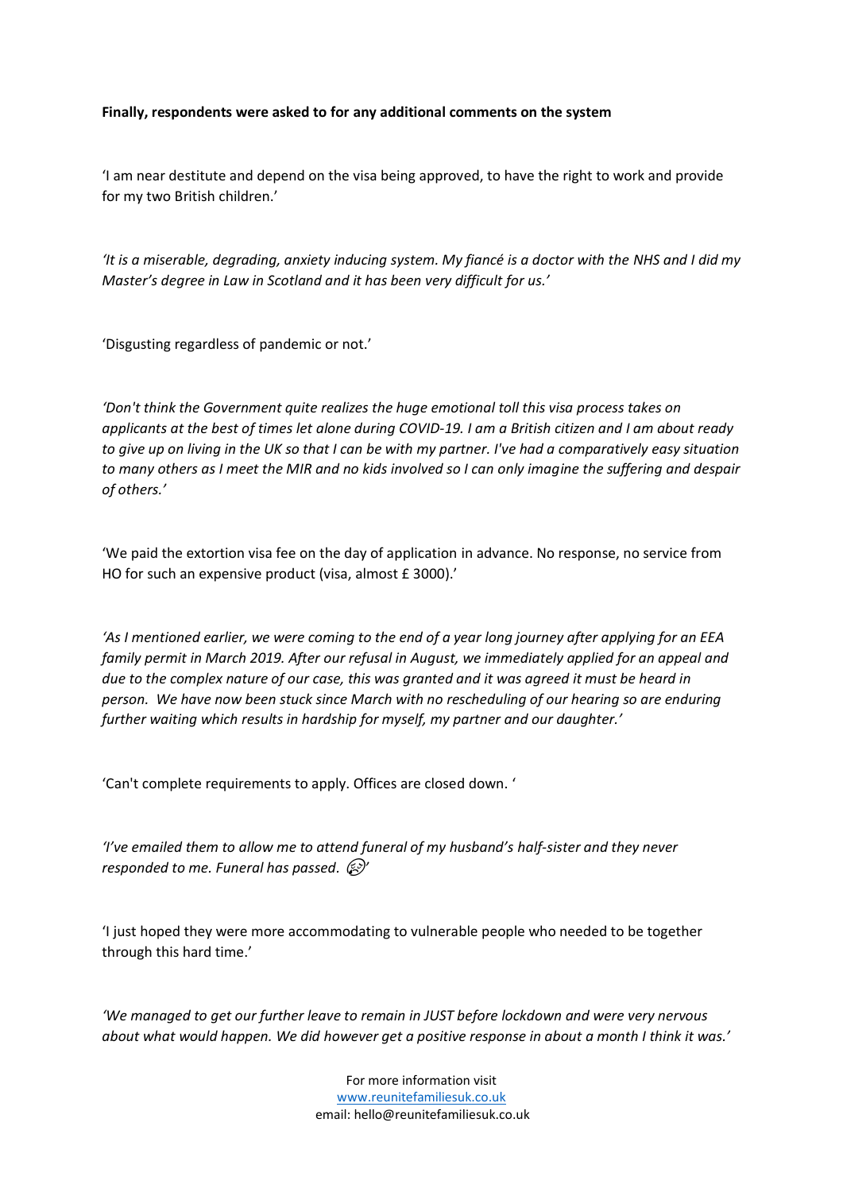**Finally, respondents were asked to for any additional comments on the system**

'I am near destitute and depend on the visa being approved, to have the right to work and provide for my two British children.'

*'It is a miserable, degrading, anxiety inducing system. My fiancé is a doctor with the NHS and I did my Master's degree in Law in Scotland and it has been very difficult for us.'*

'Disgusting regardless of pandemic or not.'

*'Don't think the Government quite realizes the huge emotional toll this visa process takes on applicants at the best of times let alone during COVID-19. I am a British citizen and I am about ready to give up on living in the UK so that I can be with my partner. I've had a comparatively easy situation to many others as I meet the MIR and no kids involved so I can only imagine the suffering and despair of others.'*

'We paid the extortion visa fee on the day of application in advance. No response, no service from HO for such an expensive product (visa, almost £ 3000).'

*'As I mentioned earlier, we were coming to the end of a year long journey after applying for an EEA family permit in March 2019. After our refusal in August, we immediately applied for an appeal and due to the complex nature of our case, this was granted and it was agreed it must be heard in person. We have now been stuck since March with no rescheduling of our hearing so are enduring further waiting which results in hardship for myself, my partner and our daughter.'*

'Can't complete requirements to apply. Offices are closed down. '

*'I've emailed them to allow me to attend funeral of my husband's half-sister and they never responded to me. Funeral has passed. 😢'*

'I just hoped they were more accommodating to vulnerable people who needed to be together through this hard time.'

*'We managed to get our further leave to remain in JUST before lockdown and were very nervous about what would happen. We did however get a positive response in about a month I think it was.'*

For more information visit
www.reunitefamiliesuk.co.uk
email: hello@reunitefamiliesuk.co.uk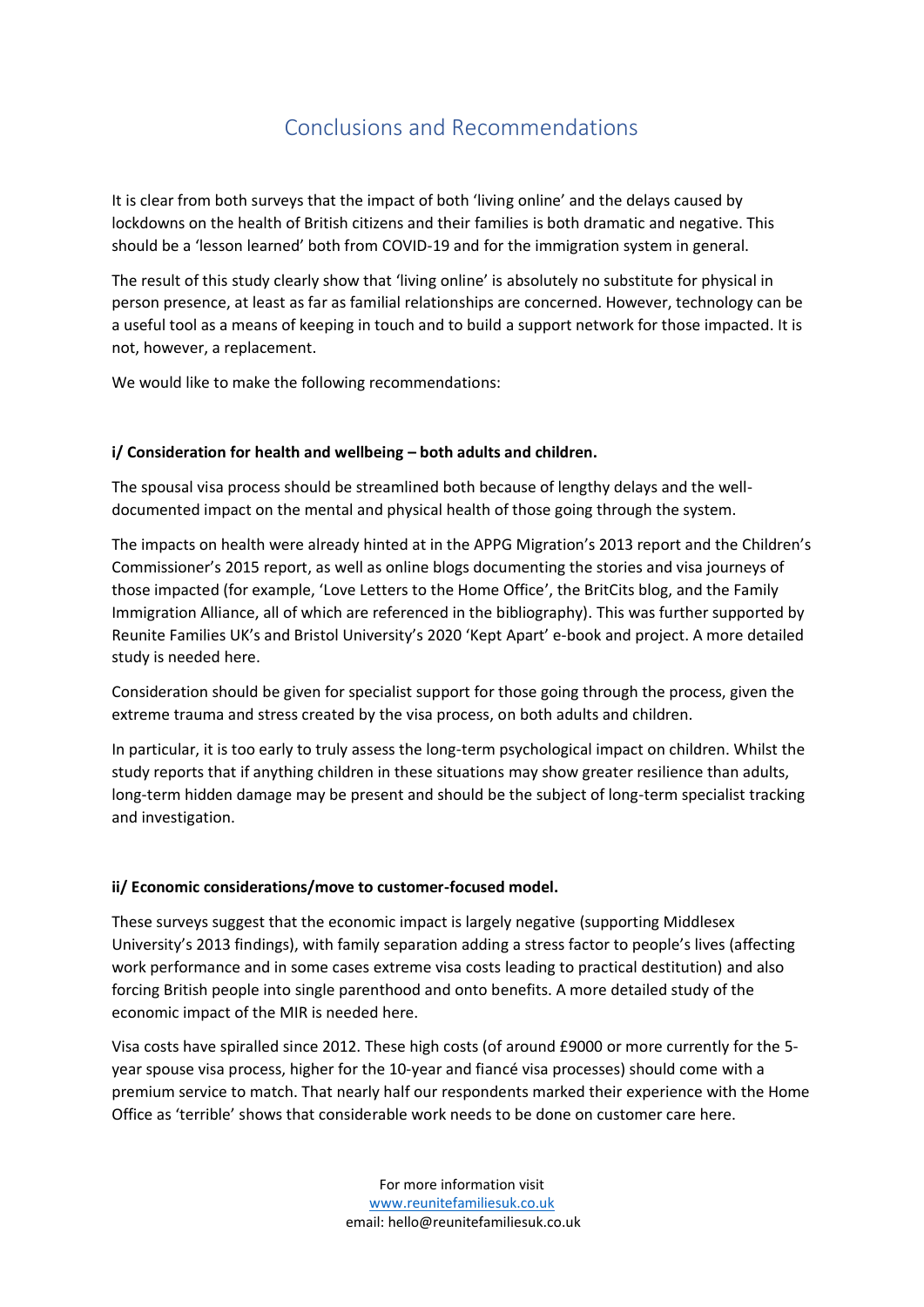# Conclusions and Recommendations

It is clear from both surveys that the impact of both 'living online' and the delays caused by lockdowns on the health of British citizens and their families is both dramatic and negative. This should be a 'lesson learned' both from COVID-19 and for the immigration system in general.

The result of this study clearly show that 'living online' is absolutely no substitute for physical in person presence, at least as far as familial relationships are concerned. However, technology can be a useful tool as a means of keeping in touch and to build a support network for those impacted. It is not, however, a replacement.

We would like to make the following recommendations:

**i/ Consideration for health and wellbeing – both adults and children.**

The spousal visa process should be streamlined both because of lengthy delays and the well-documented impact on the mental and physical health of those going through the system.

The impacts on health were already hinted at in the APPG Migration's 2013 report and the Children's Commissioner's 2015 report, as well as online blogs documenting the stories and visa journeys of those impacted (for example, 'Love Letters to the Home Office', the BritCits blog, and the Family Immigration Alliance, all of which are referenced in the bibliography). This was further supported by Reunite Families UK's and Bristol University's 2020 'Kept Apart' e-book and project. A more detailed study is needed here.

Consideration should be given for specialist support for those going through the process, given the extreme trauma and stress created by the visa process, on both adults and children.

In particular, it is too early to truly assess the long-term psychological impact on children. Whilst the study reports that if anything children in these situations may show greater resilience than adults, long-term hidden damage may be present and should be the subject of long-term specialist tracking and investigation.

**ii/ Economic considerations/move to customer-focused model.**

These surveys suggest that the economic impact is largely negative (supporting Middlesex University's 2013 findings), with family separation adding a stress factor to people's lives (affecting work performance and in some cases extreme visa costs leading to practical destitution) and also forcing British people into single parenthood and onto benefits. A more detailed study of the economic impact of the MIR is needed here.

Visa costs have spiralled since 2012. These high costs (of around £9000 or more currently for the 5-year spouse visa process, higher for the 10-year and fiancé visa processes) should come with a premium service to match. That nearly half our respondents marked their experience with the Home Office as 'terrible' shows that considerable work needs to be done on customer care here.

For more information visit
www.reunitefamiliesuk.co.uk
email: hello@reunitefamiliesuk.co.uk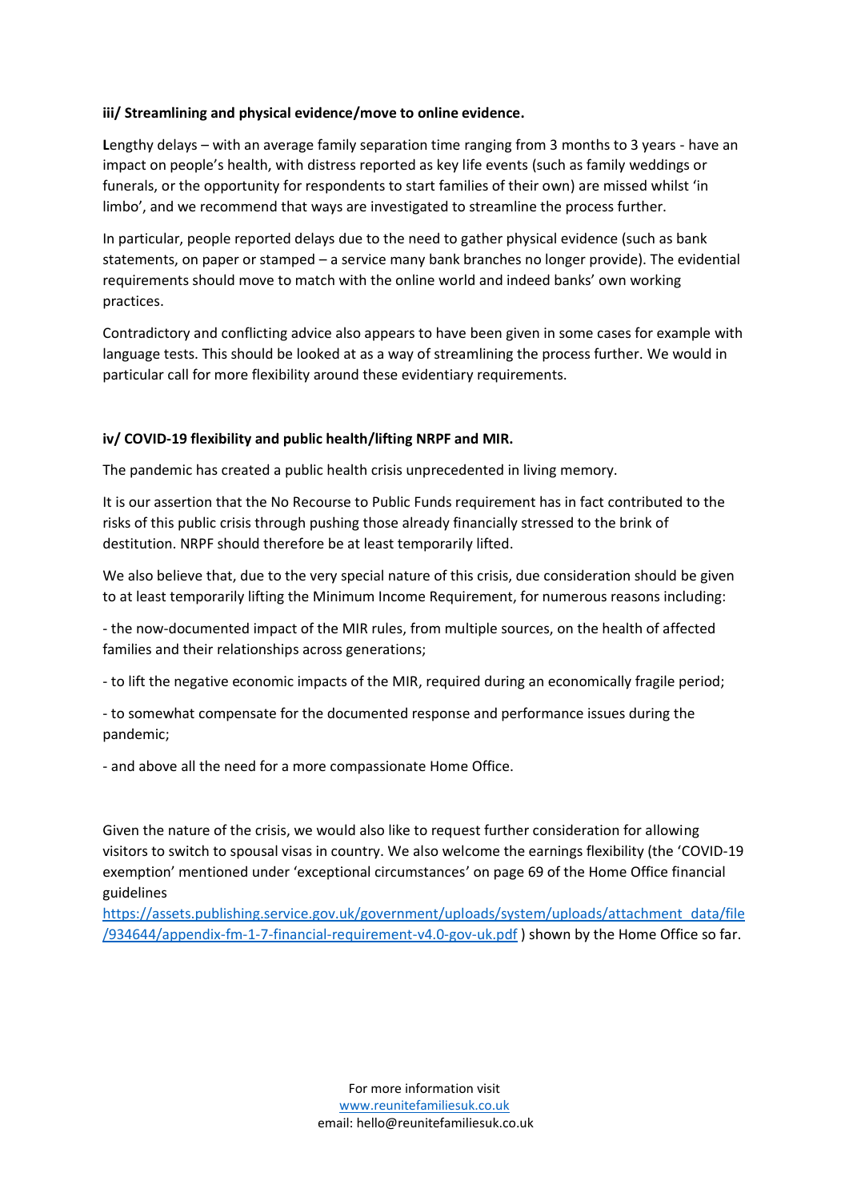**iii/ Streamlining and physical evidence/move to online evidence.**

**L**engthy delays – with an average family separation time ranging from 3 months to 3 years - have an impact on people's health, with distress reported as key life events (such as family weddings or funerals, or the opportunity for respondents to start families of their own) are missed whilst 'in limbo', and we recommend that ways are investigated to streamline the process further.

In particular, people reported delays due to the need to gather physical evidence (such as bank statements, on paper or stamped – a service many bank branches no longer provide). The evidential requirements should move to match with the online world and indeed banks' own working practices.

Contradictory and conflicting advice also appears to have been given in some cases for example with language tests. This should be looked at as a way of streamlining the process further. We would in particular call for more flexibility around these evidentiary requirements.

**iv/ COVID-19 flexibility and public health/lifting NRPF and MIR.**

The pandemic has created a public health crisis unprecedented in living memory.

It is our assertion that the No Recourse to Public Funds requirement has in fact contributed to the risks of this public crisis through pushing those already financially stressed to the brink of destitution. NRPF should therefore be at least temporarily lifted.

We also believe that, due to the very special nature of this crisis, due consideration should be given to at least temporarily lifting the Minimum Income Requirement, for numerous reasons including:

- the now-documented impact of the MIR rules, from multiple sources, on the health of affected families and their relationships across generations;
- to lift the negative economic impacts of the MIR, required during an economically fragile period;
- to somewhat compensate for the documented response and performance issues during the pandemic;
- and above all the need for a more compassionate Home Office.

Given the nature of the crisis, we would also like to request further consideration for allowing visitors to switch to spousal visas in country. We also welcome the earnings flexibility (the 'COVID-19 exemption' mentioned under 'exceptional circumstances' on page 69 of the Home Office financial guidelines https://assets.publishing.service.gov.uk/government/uploads/system/uploads/attachment_data/file/934644/appendix-fm-1-7-financial-requirement-v4.0-gov-uk.pdf ) shown by the Home Office so far.

For more information visit
www.reunitefamiliesuk.co.uk
email: hello@reunitefamiliesuk.co.uk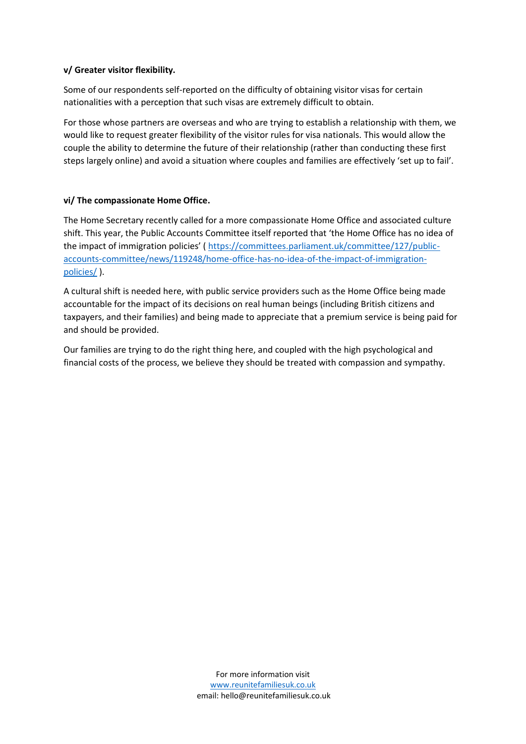**v/ Greater visitor flexibility.**

Some of our respondents self-reported on the difficulty of obtaining visitor visas for certain nationalities with a perception that such visas are extremely difficult to obtain.

For those whose partners are overseas and who are trying to establish a relationship with them, we would like to request greater flexibility of the visitor rules for visa nationals. This would allow the couple the ability to determine the future of their relationship (rather than conducting these first steps largely online) and avoid a situation where couples and families are effectively 'set up to fail'.

**vi/ The compassionate Home Office.**

The Home Secretary recently called for a more compassionate Home Office and associated culture shift. This year, the Public Accounts Committee itself reported that 'the Home Office has no idea of the impact of immigration policies' ( https://committees.parliament.uk/committee/127/public-accounts-committee/news/119248/home-office-has-no-idea-of-the-impact-of-immigration-policies/ ).

A cultural shift is needed here, with public service providers such as the Home Office being made accountable for the impact of its decisions on real human beings (including British citizens and taxpayers, and their families) and being made to appreciate that a premium service is being paid for and should be provided.

Our families are trying to do the right thing here, and coupled with the high psychological and financial costs of the process, we believe they should be treated with compassion and sympathy.

For more information visit
www.reunitefamiliesuk.co.uk
email: hello@reunitefamiliesuk.co.uk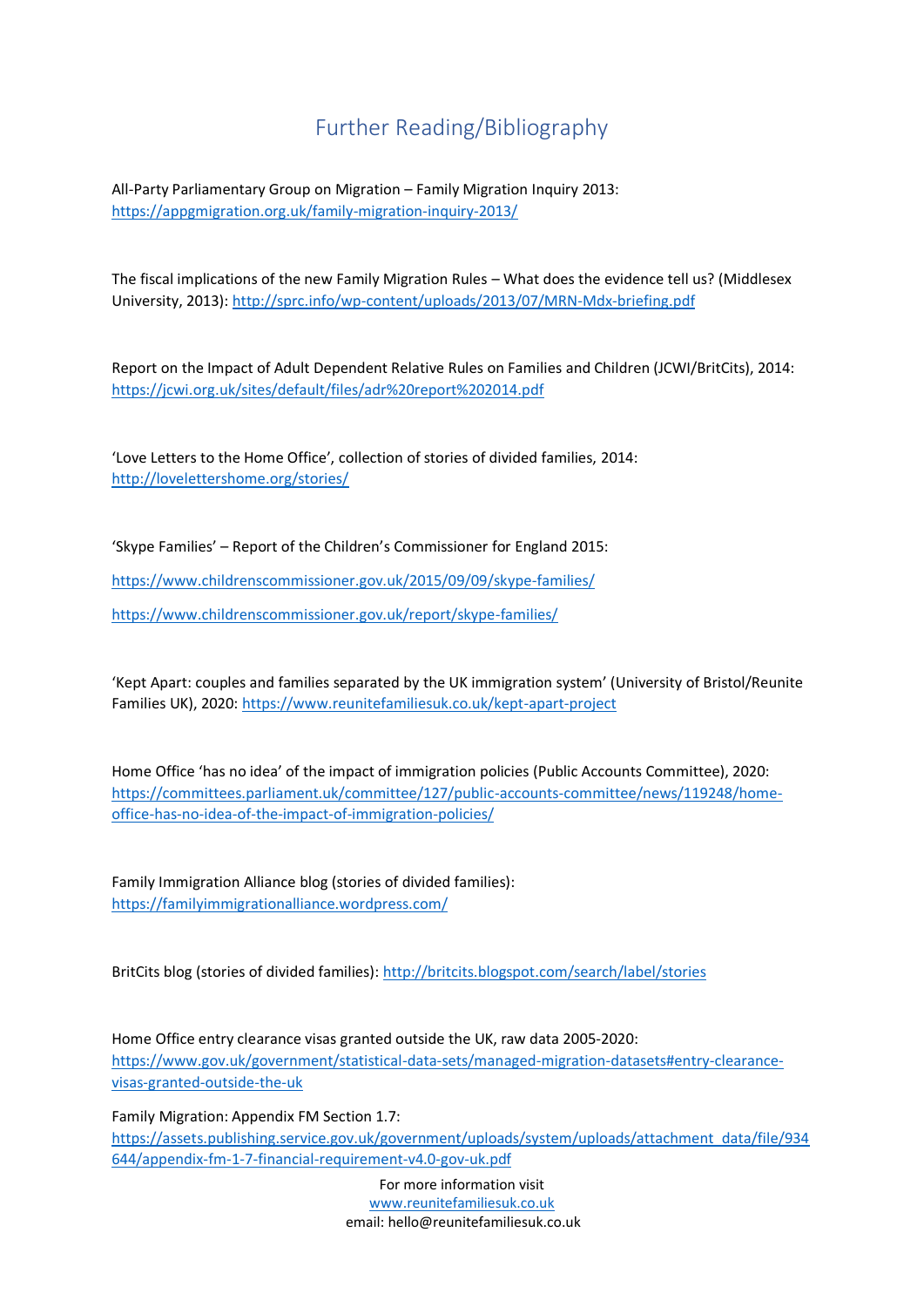# Further Reading/Bibliography

All-Party Parliamentary Group on Migration – Family Migration Inquiry 2013: https://appgmigration.org.uk/family-migration-inquiry-2013/

The fiscal implications of the new Family Migration Rules – What does the evidence tell us? (Middlesex University, 2013): http://sprc.info/wp-content/uploads/2013/07/MRN-Mdx-briefing.pdf

Report on the Impact of Adult Dependent Relative Rules on Families and Children (JCWI/BritCits), 2014: https://jcwi.org.uk/sites/default/files/adr%20report%202014.pdf

'Love Letters to the Home Office', collection of stories of divided families, 2014: http://lovelettershome.org/stories/

'Skype Families' – Report of the Children's Commissioner for England 2015:

https://www.childrenscommissioner.gov.uk/2015/09/09/skype-families/

https://www.childrenscommissioner.gov.uk/report/skype-families/

'Kept Apart: couples and families separated by the UK immigration system' (University of Bristol/Reunite Families UK), 2020: https://www.reunitefamiliesuk.co.uk/kept-apart-project

Home Office 'has no idea' of the impact of immigration policies (Public Accounts Committee), 2020: https://committees.parliament.uk/committee/127/public-accounts-committee/news/119248/home-office-has-no-idea-of-the-impact-of-immigration-policies/

Family Immigration Alliance blog (stories of divided families): https://familyimmigrationalliance.wordpress.com/

BritCits blog (stories of divided families): http://britcits.blogspot.com/search/label/stories

Home Office entry clearance visas granted outside the UK, raw data 2005-2020: https://www.gov.uk/government/statistical-data-sets/managed-migration-datasets#entry-clearance-visas-granted-outside-the-uk

Family Migration: Appendix FM Section 1.7: https://assets.publishing.service.gov.uk/government/uploads/system/uploads/attachment_data/file/934644/appendix-fm-1-7-financial-requirement-v4.0-gov-uk.pdf

For more information visit
www.reunitefamiliesuk.co.uk
email: hello@reunitefamiliesuk.co.uk